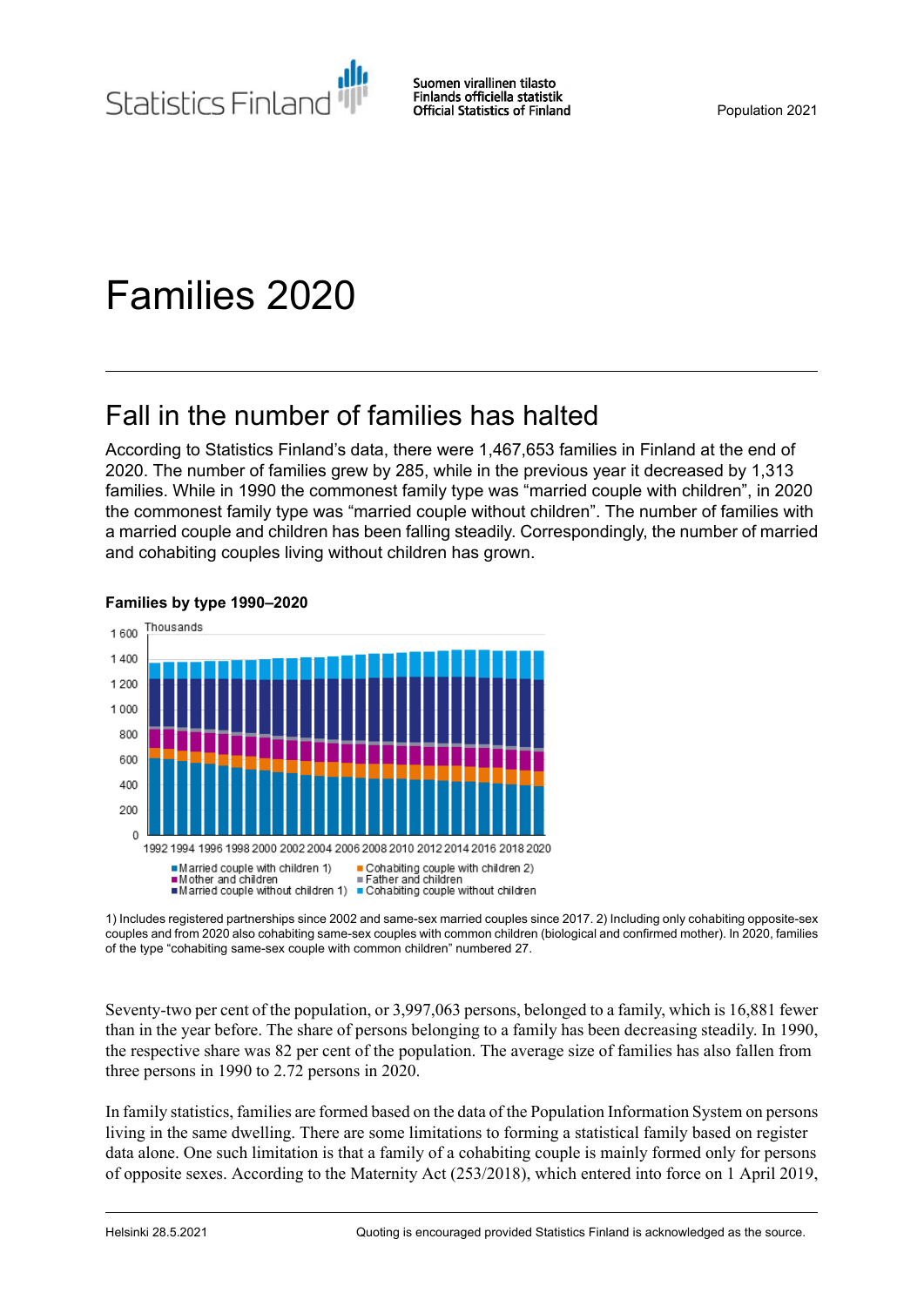# Families 2020

## Fall in the number of families has halted

According to Statistics Finland's data, there were 1,467,653 families in Finland at the end of 2020. The number of families grew by 285, while in the previous year it decreased by 1,313 families. While in 1990 the commonest family type was "married couple with children", in 2020 the commonest family type was "married couple without children". The number of families with a married couple and children has been falling steadily. Correspondingly, the number of married and cohabiting couples living without children has grown.

**Families by type 1990–2020**

1) Includes registered partnerships since 2002 and same-sex married couples since 2017. 2) Including only cohabiting opposite-sex couples and from 2020 also cohabiting same-sex couples with common children (biological and confirmed mother). In 2020, families of the type "cohabiting same-sex couple with common children" numbered 27.

Seventy-two per cent of the population, or 3,997,063 persons, belonged to a family, which is 16,881 fewer than in the year before. The share of persons belonging to a family has been decreasing steadily. In 1990, the respective share was 82 per cent of the population. The average size of families has also fallen from three persons in 1990 to 2.72 persons in 2020.

In family statistics, families are formed based on the data of the Population Information System on persons living in the same dwelling. There are some limitations to forming a statistical family based on register data alone. One such limitation is that a family of a cohabiting couple is mainly formed only for persons of opposite sexes. According to the Maternity Act (253/2018), which entered into force on 1 April 2019,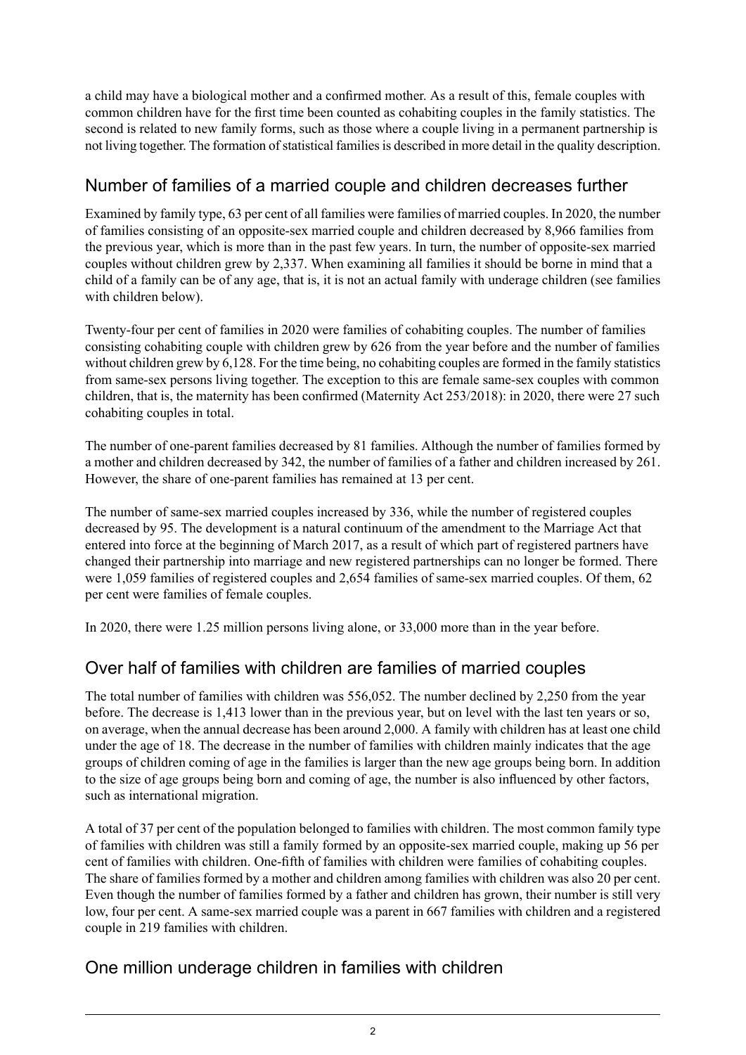a child may have a biological mother and a confirmed mother. As a result of this, female couples with common children have for the first time been counted as cohabiting couples in the family statistics. The second is related to new family forms, such as those where a couple living in a permanent partnership is not living together. The formation of statistical families is described in more detail in the quality description.

## Number of families of a married couple and children decreases further

Examined by family type, 63 per cent of all families were families of married couples. In 2020, the number of families consisting of an opposite-sex married couple and children decreased by 8,966 families from the previous year, which is more than in the past few years. In turn, the number of opposite-sex married couples without children grew by 2,337. When examining all families it should be borne in mind that a child of a family can be of any age, that is, it is not an actual family with underage children (see families with children below).

Twenty-four per cent of families in 2020 were families of cohabiting couples. The number of families consisting cohabiting couple with children grew by 626 from the year before and the number of families without children grew by 6,128. For the time being, no cohabiting couples are formed in the family statistics from same-sex persons living together. The exception to this are female same-sex couples with common children, that is, the maternity has been confirmed (Maternity Act 253/2018): in 2020, there were 27 such cohabiting couples in total.

The number of one-parent families decreased by 81 families. Although the number of families formed by a mother and children decreased by 342, the number of families of a father and children increased by 261. However, the share of one-parent families has remained at 13 per cent.

The number of same-sex married couples increased by 336, while the number of registered couples decreased by 95. The development is a natural continuum of the amendment to the Marriage Act that entered into force at the beginning of March 2017, as a result of which part of registered partners have changed their partnership into marriage and new registered partnerships can no longer be formed. There were 1,059 families of registered couples and 2,654 families of same-sex married couples. Of them, 62 per cent were families of female couples.

In 2020, there were 1.25 million persons living alone, or 33,000 more than in the year before.

## Over half of families with children are families of married couples

The total number of families with children was 556,052. The number declined by 2,250 from the year before. The decrease is 1,413 lower than in the previous year, but on level with the last ten years or so, on average, when the annual decrease has been around 2,000. A family with children has at least one child under the age of 18. The decrease in the number of families with children mainly indicates that the age groups of children coming of age in the families is larger than the new age groups being born. In addition to the size of age groups being born and coming of age, the number is also influenced by other factors, such as international migration.

A total of 37 per cent of the population belonged to families with children. The most common family type of families with children was still a family formed by an opposite-sex married couple, making up 56 per cent of families with children. One-fifth of families with children were families of cohabiting couples. The share of families formed by a mother and children among families with children was also 20 per cent. Even though the number of families formed by a father and children has grown, their number is still very low, four per cent. A same-sex married couple was a parent in 667 families with children and a registered couple in 219 families with children.

## One million underage children in families with children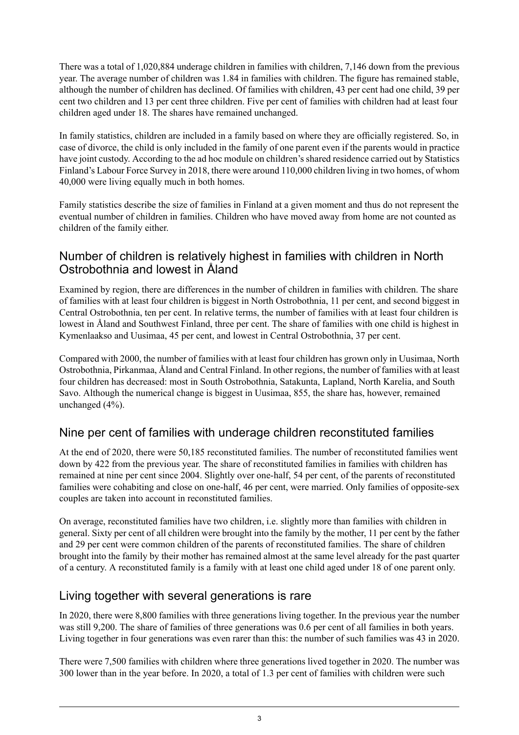There was a total of 1,020,884 underage children in families with children, 7,146 down from the previous year. The average number of children was 1.84 in families with children. The figure has remained stable, although the number of children has declined. Of families with children, 43 per cent had one child, 39 per cent two children and 13 per cent three children. Five per cent of families with children had at least four children aged under 18. The shares have remained unchanged.

In family statistics, children are included in a family based on where they are officially registered. So, in case of divorce, the child is only included in the family of one parent even if the parents would in practice have joint custody. According to the ad hoc module on children's shared residence carried out by Statistics Finland's Labour Force Survey in 2018, there were around 110,000 children living in two homes, of whom 40,000 were living equally much in both homes.

Family statistics describe the size of families in Finland at a given moment and thus do not represent the eventual number of children in families. Children who have moved away from home are not counted as children of the family either.

## Number of children is relatively highest in families with children in North Ostrobothnia and lowest in Åland

Examined by region, there are differences in the number of children in families with children. The share of families with at least four children is biggest in North Ostrobothnia, 11 per cent, and second biggest in Central Ostrobothnia, ten per cent. In relative terms, the number of families with at least four children is lowest in Åland and Southwest Finland, three per cent. The share of families with one child is highest in Kymenlaakso and Uusimaa, 45 per cent, and lowest in Central Ostrobothnia, 37 per cent.

Compared with 2000, the number of families with at least four children has grown only in Uusimaa, North Ostrobothnia, Pirkanmaa, Åland and Central Finland. In other regions, the number of families with at least four children has decreased: most in South Ostrobothnia, Satakunta, Lapland, North Karelia, and South Savo. Although the numerical change is biggest in Uusimaa, 855, the share has, however, remained unchanged (4%).

## Nine per cent of families with underage children reconstituted families

At the end of 2020, there were 50,185 reconstituted families. The number of reconstituted families went down by 422 from the previous year. The share of reconstituted families in families with children has remained at nine per cent since 2004. Slightly over one-half, 54 per cent, of the parents of reconstituted families were cohabiting and close on one-half, 46 per cent, were married. Only families of opposite-sex couples are taken into account in reconstituted families.

On average, reconstituted families have two children, i.e. slightly more than families with children in general. Sixty per cent of all children were brought into the family by the mother, 11 per cent by the father and 29 per cent were common children of the parents of reconstituted families. The share of children brought into the family by their mother has remained almost at the same level already for the past quarter of a century. A reconstituted family is a family with at least one child aged under 18 of one parent only.

## Living together with several generations is rare

In 2020, there were 8,800 families with three generations living together. In the previous year the number was still 9,200. The share of families of three generations was 0.6 per cent of all families in both years. Living together in four generations was even rarer than this: the number of such families was 43 in 2020.

There were 7,500 families with children where three generations lived together in 2020. The number was 300 lower than in the year before. In 2020, a total of 1.3 per cent of families with children were such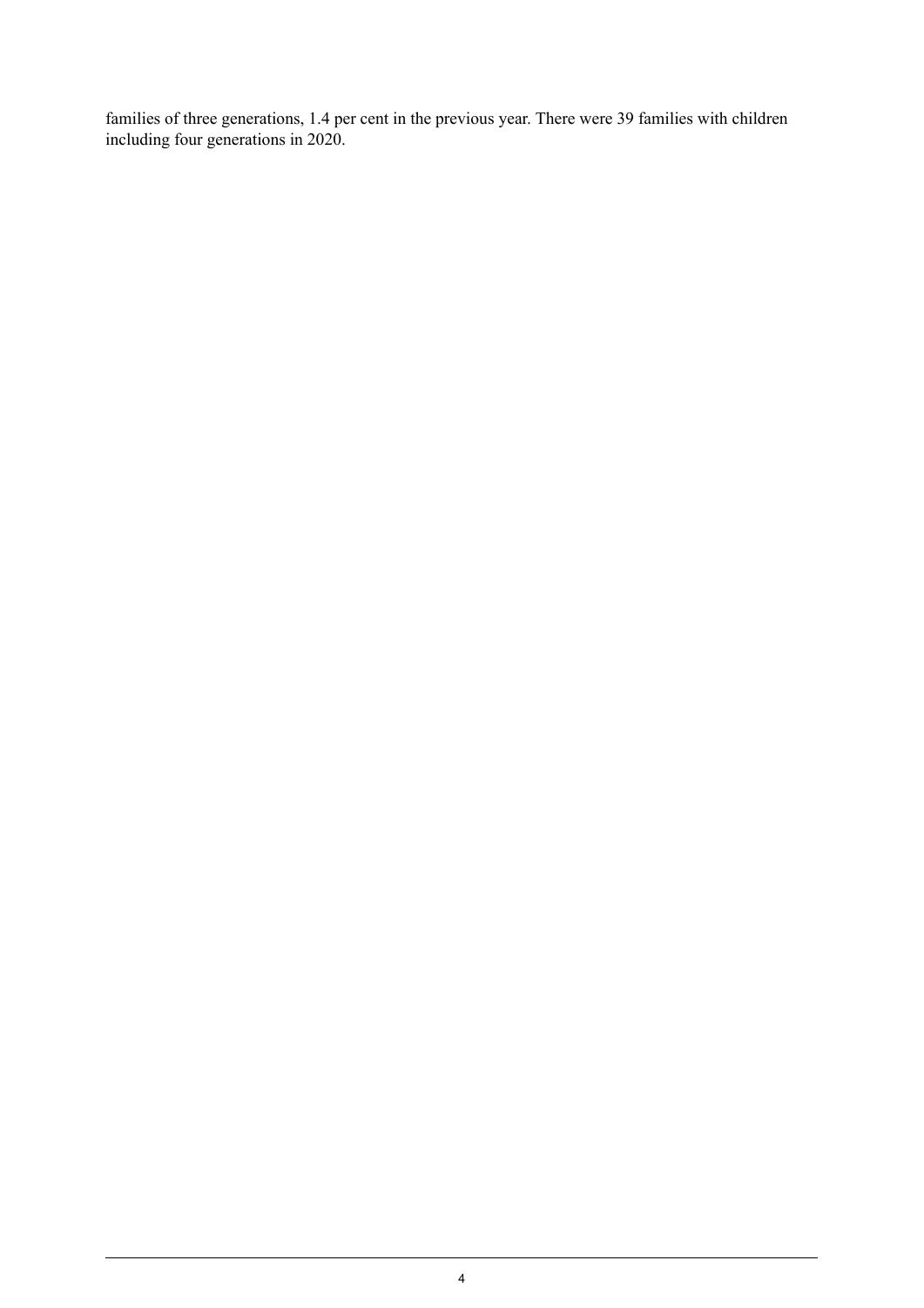families of three generations, 1.4 per cent in the previous year. There were 39 families with children including four generations in 2020.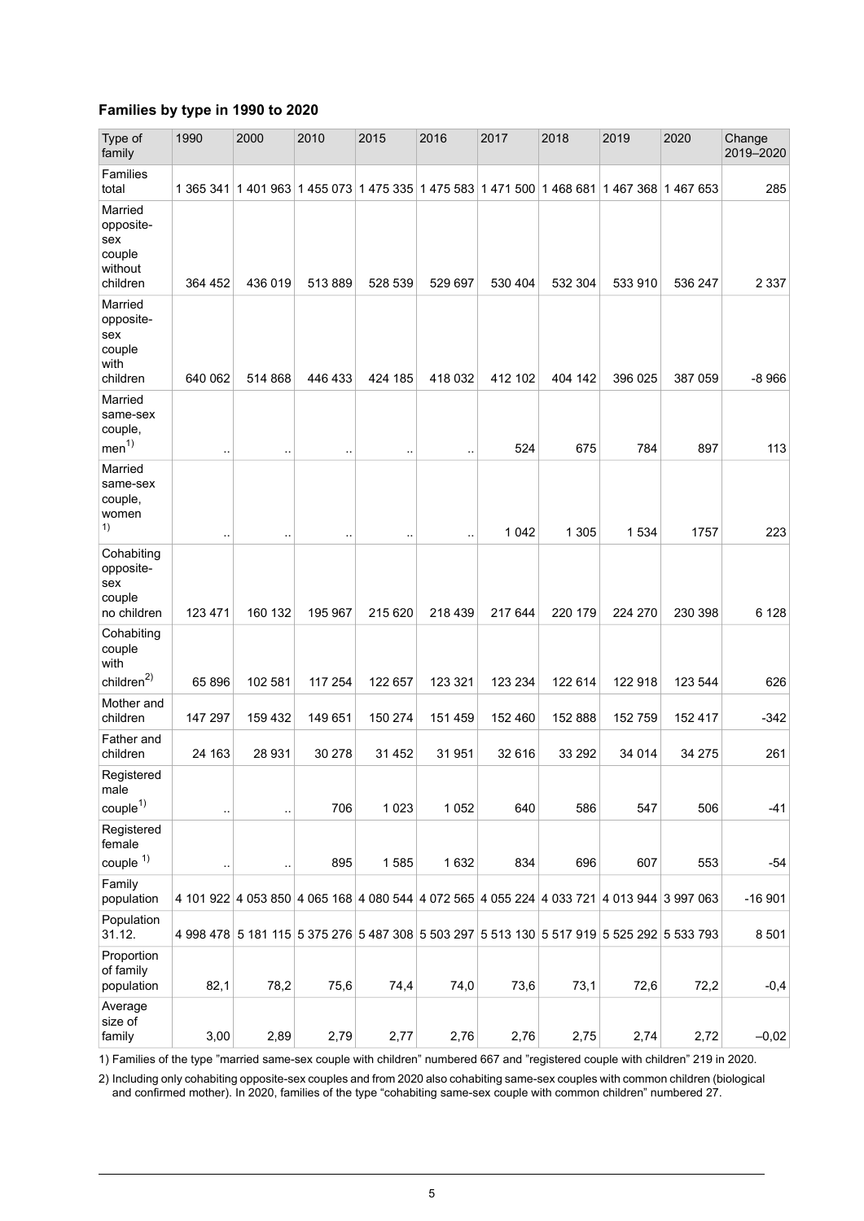## Families by type in 1990 to 2020

| Type of family | 1990 | 2000 | 2010 | 2015 | 2016 | 2017 | 2018 | 2019 | 2020 | Change 2019–2020 |
|---|---|---|---|---|---|---|---|---|---|---|
| Families total | 1 365 341 | 1 401 963 | 1 455 073 | 1 475 335 | 1 475 583 | 1 471 500 | 1 468 681 | 1 467 368 | 1 467 653 | 285 |
| Married opposite-sex couple without children | 364 452 | 436 019 | 513 889 | 528 539 | 529 697 | 530 404 | 532 304 | 533 910 | 536 247 | 2 337 |
| Married opposite-sex couple with children | 640 062 | 514 868 | 446 433 | 424 185 | 418 032 | 412 102 | 404 142 | 396 025 | 387 059 | -8 966 |
| Married same-sex couple, men[1] | .. | .. | .. | .. | .. | 524 | 675 | 784 | 897 | 113 |
| Married same-sex couple, women[1] | .. | .. | .. | .. | .. | 1 042 | 1 305 | 1 534 | 1757 | 223 |
| Cohabiting opposite-sex couple no children | 123 471 | 160 132 | 195 967 | 215 620 | 218 439 | 217 644 | 220 179 | 224 270 | 230 398 | 6 128 |
| Cohabiting couple with children[2] | 65 896 | 102 581 | 117 254 | 122 657 | 123 321 | 123 234 | 122 614 | 122 918 | 123 544 | 626 |
| Mother and children | 147 297 | 159 432 | 149 651 | 150 274 | 151 459 | 152 460 | 152 888 | 152 759 | 152 417 | -342 |
| Father and children | 24 163 | 28 931 | 30 278 | 31 452 | 31 951 | 32 616 | 33 292 | 34 014 | 34 275 | 261 |
| Registered male couple[1] | .. | .. | 706 | 1 023 | 1 052 | 640 | 586 | 547 | 506 | -41 |
| Registered female couple [1] | .. | .. | 895 | 1 585 | 1 632 | 834 | 696 | 607 | 553 | -54 |
| Family population | 4 101 922 | 4 053 850 | 4 065 168 | 4 080 544 | 4 072 565 | 4 055 224 | 4 033 721 | 4 013 944 | 3 997 063 | -16 901 |
| Population 31.12. | 4 998 478 | 5 181 115 | 5 375 276 | 5 487 308 | 5 503 297 | 5 513 130 | 5 517 919 | 5 525 292 | 5 533 793 | 8 501 |
| Proportion of family population | 82,1 | 78,2 | 75,6 | 74,4 | 74,0 | 73,6 | 73,1 | 72,6 | 72,2 | -0,4 |
| Average size of family | 3,00 | 2,89 | 2,79 | 2,77 | 2,76 | 2,76 | 2,75 | 2,74 | 2,72 | –0,02 |

1) Families of the type "married same-sex couple with children" numbered 667 and "registered couple with children" 219 in 2020.

2) Including only cohabiting opposite-sex couples and from 2020 also cohabiting same-sex couples with common children (biological and confirmed mother). In 2020, families of the type "cohabiting same-sex couple with common children" numbered 27.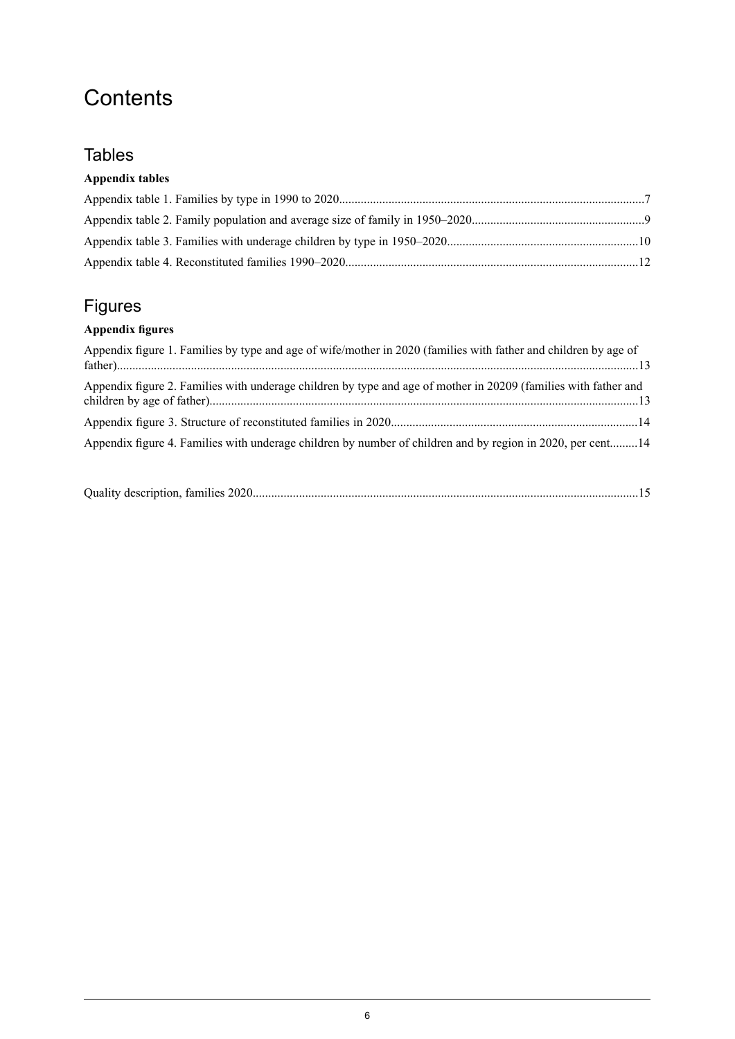# Contents

## Tables

**Appendix tables**

Appendix table 1. Families by type in 1990 to 2020......................................................................................................7

Appendix table 2. Family population and average size of family in 1950–2020.......................................................9

Appendix table 3. Families with underage children by type in 1950–2020.............................................................10

Appendix table 4. Reconstituted families 1990–2020.............................................................................................12

## Figures

**Appendix figures**

Appendix figure 1. Families by type and age of wife/mother in 2020 (families with father and children by age of father)........................................................................................................................................................13

Appendix figure 2. Families with underage children by type and age of mother in 20209 (families with father and children by age of father)..........................................................................................................................13

Appendix figure 3. Structure of reconstituted families in 2020...............................................................................14

Appendix figure 4. Families with underage children by number of children and by region in 2020, per cent.........14

Quality description, families 2020...........................................................................................................................15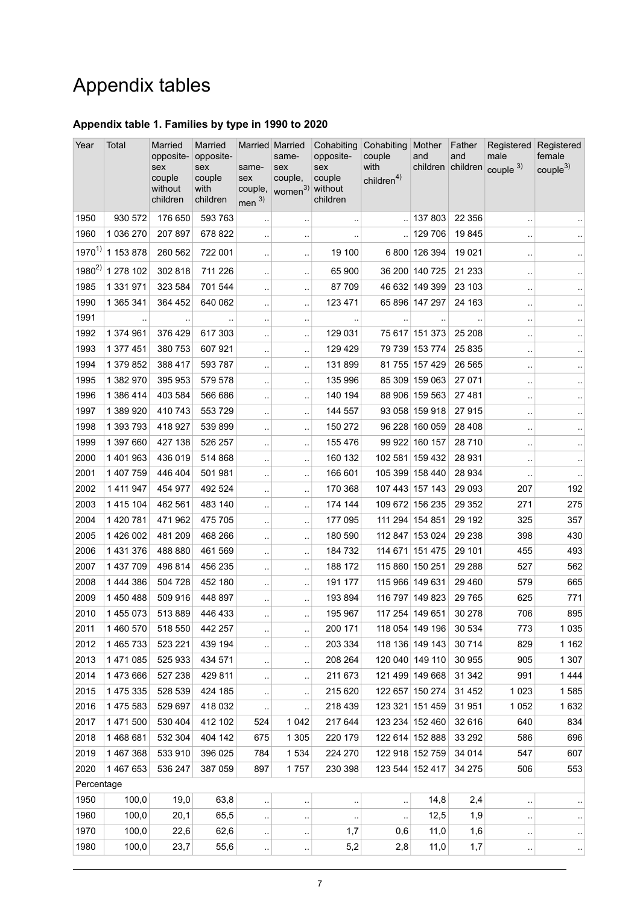# Appendix tables

## Appendix table 1. Families by type in 1990 to 2020

| Year | Total | Married opposite-sex couple without children | Married opposite-sex couple with children | Married same-sex couple, men [3] | Married same-sex couple, women[3] | Cohabiting opposite-sex couple without children | Cohabiting couple with children[4] | Mother and children | Father and children | Registered male couple [3] | Registered female couple[3] |
|---|---|---|---|---|---|---|---|---|---|---|---|
| 1950 | 930 572 | 176 650 | 593 763 | .. | .. | .. | .. | 137 803 | 22 356 | .. | .. |
| 1960 | 1 036 270 | 207 897 | 678 822 | .. | .. | .. | .. | 129 706 | 19 845 | .. | .. |
| 1970[1] | 1 153 878 | 260 562 | 722 001 | .. | .. | 19 100 | 6 800 | 126 394 | 19 021 | .. | .. |
| 1980[2] | 1 278 102 | 302 818 | 711 226 | .. | .. | 65 900 | 36 200 | 140 725 | 21 233 | .. | .. |
| 1985 | 1 331 971 | 323 584 | 701 544 | .. | .. | 87 709 | 46 632 | 149 399 | 23 103 | .. | .. |
| 1990 | 1 365 341 | 364 452 | 640 062 | .. | .. | 123 471 | 65 896 | 147 297 | 24 163 | .. | .. |
| 1991 | .. | .. | .. | .. | .. | .. | .. | .. | .. | .. | .. |
| 1992 | 1 374 961 | 376 429 | 617 303 | .. | .. | 129 031 | 75 617 | 151 373 | 25 208 | .. | .. |
| 1993 | 1 377 451 | 380 753 | 607 921 | .. | .. | 129 429 | 79 739 | 153 774 | 25 835 | .. | .. |
| 1994 | 1 379 852 | 388 417 | 593 787 | .. | .. | 131 899 | 81 755 | 157 429 | 26 565 | .. | .. |
| 1995 | 1 382 970 | 395 953 | 579 578 | .. | .. | 135 996 | 85 309 | 159 063 | 27 071 | .. | .. |
| 1996 | 1 386 414 | 403 584 | 566 686 | .. | .. | 140 194 | 88 906 | 159 563 | 27 481 | .. | .. |
| 1997 | 1 389 920 | 410 743 | 553 729 | .. | .. | 144 557 | 93 058 | 159 918 | 27 915 | .. | .. |
| 1998 | 1 393 793 | 418 927 | 539 899 | .. | .. | 150 272 | 96 228 | 160 059 | 28 408 | .. | .. |
| 1999 | 1 397 660 | 427 138 | 526 257 | .. | .. | 155 476 | 99 922 | 160 157 | 28 710 | .. | .. |
| 2000 | 1 401 963 | 436 019 | 514 868 | .. | .. | 160 132 | 102 581 | 159 432 | 28 931 | .. | .. |
| 2001 | 1 407 759 | 446 404 | 501 981 | .. | .. | 166 601 | 105 399 | 158 440 | 28 934 | .. | .. |
| 2002 | 1 411 947 | 454 977 | 492 524 | .. | .. | 170 368 | 107 443 | 157 143 | 29 093 | 207 | 192 |
| 2003 | 1 415 104 | 462 561 | 483 140 | .. | .. | 174 144 | 109 672 | 156 235 | 29 352 | 271 | 275 |
| 2004 | 1 420 781 | 471 962 | 475 705 | .. | .. | 177 095 | 111 294 | 154 851 | 29 192 | 325 | 357 |
| 2005 | 1 426 002 | 481 209 | 468 266 | .. | .. | 180 590 | 112 847 | 153 024 | 29 238 | 398 | 430 |
| 2006 | 1 431 376 | 488 880 | 461 569 | .. | .. | 184 732 | 114 671 | 151 475 | 29 101 | 455 | 493 |
| 2007 | 1 437 709 | 496 814 | 456 235 | .. | .. | 188 172 | 115 860 | 150 251 | 29 288 | 527 | 562 |
| 2008 | 1 444 386 | 504 728 | 452 180 | .. | .. | 191 177 | 115 966 | 149 631 | 29 460 | 579 | 665 |
| 2009 | 1 450 488 | 509 916 | 448 897 | .. | .. | 193 894 | 116 797 | 149 823 | 29 765 | 625 | 771 |
| 2010 | 1 455 073 | 513 889 | 446 433 | .. | .. | 195 967 | 117 254 | 149 651 | 30 278 | 706 | 895 |
| 2011 | 1 460 570 | 518 550 | 442 257 | .. | .. | 200 171 | 118 054 | 149 196 | 30 534 | 773 | 1 035 |
| 2012 | 1 465 733 | 523 221 | 439 194 | .. | .. | 203 334 | 118 136 | 149 143 | 30 714 | 829 | 1 162 |
| 2013 | 1 471 085 | 525 933 | 434 571 | .. | .. | 208 264 | 120 040 | 149 110 | 30 955 | 905 | 1 307 |
| 2014 | 1 473 666 | 527 238 | 429 811 | .. | .. | 211 673 | 121 499 | 149 668 | 31 342 | 991 | 1 444 |
| 2015 | 1 475 335 | 528 539 | 424 185 | .. | .. | 215 620 | 122 657 | 150 274 | 31 452 | 1 023 | 1 585 |
| 2016 | 1 475 583 | 529 697 | 418 032 | .. | .. | 218 439 | 123 321 | 151 459 | 31 951 | 1 052 | 1 632 |
| 2017 | 1 471 500 | 530 404 | 412 102 | 524 | 1 042 | 217 644 | 123 234 | 152 460 | 32 616 | 640 | 834 |
| 2018 | 1 468 681 | 532 304 | 404 142 | 675 | 1 305 | 220 179 | 122 614 | 152 888 | 33 292 | 586 | 696 |
| 2019 | 1 467 368 | 533 910 | 396 025 | 784 | 1 534 | 224 270 | 122 918 | 152 759 | 34 014 | 547 | 607 |
| 2020 | 1 467 653 | 536 247 | 387 059 | 897 | 1 757 | 230 398 | 123 544 | 152 417 | 34 275 | 506 | 553 |
| Percentage | | | | | | | | | | | |
| 1950 | 100,0 | 19,0 | 63,8 | .. | .. | .. | .. | 14,8 | 2,4 | .. | .. |
| 1960 | 100,0 | 20,1 | 65,5 | .. | .. | .. | .. | 12,5 | 1,9 | .. | .. |
| 1970 | 100,0 | 22,6 | 62,6 | .. | .. | 1,7 | 0,6 | 11,0 | 1,6 | .. | .. |
| 1980 | 100,0 | 23,7 | 55,6 | .. | .. | 5,2 | 2,8 | 11,0 | 1,7 | .. | .. |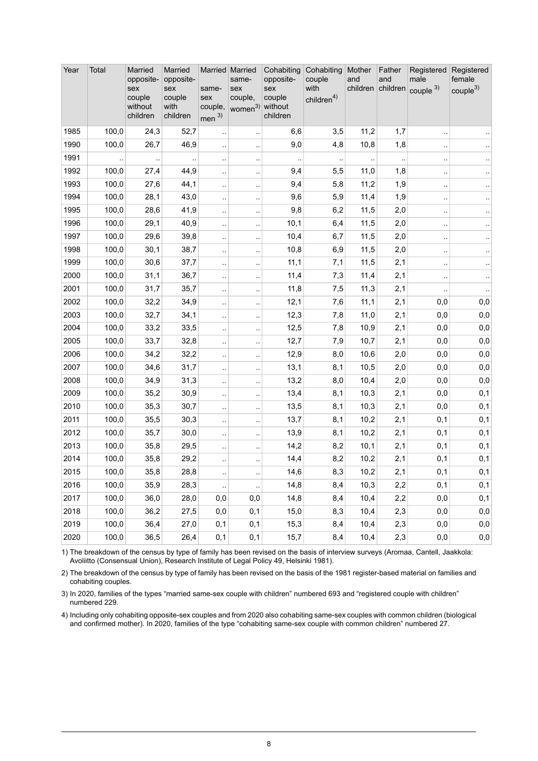| Year | Total | Married opposite-sex couple without children | Married opposite-sex couple with children | Married same-sex couple, men 3) | Married same-sex couple, women 3) | Cohabiting opposite-sex couple without children | Cohabiting couple with children 4) | Mother and children | Father and children | Registered male couple 3) | Registered female couple 3) |
|---|---|---|---|---|---|---|---|---|---|---|---|
| 1985 | 100,0 | 24,3 | 52,7 | .. | .. | 6,6 | 3,5 | 11,2 | 1,7 | .. | .. |
| 1990 | 100,0 | 26,7 | 46,9 | .. | .. | 9,0 | 4,8 | 10,8 | 1,8 | .. | .. |
| 1991 | .. | .. | .. | .. | .. | .. | .. | .. | .. | .. | .. |
| 1992 | 100,0 | 27,4 | 44,9 | .. | .. | 9,4 | 5,5 | 11,0 | 1,8 | .. | .. |
| 1993 | 100,0 | 27,6 | 44,1 | .. | .. | 9,4 | 5,8 | 11,2 | 1,9 | .. | .. |
| 1994 | 100,0 | 28,1 | 43,0 | .. | .. | 9,6 | 5,9 | 11,4 | 1,9 | .. | .. |
| 1995 | 100,0 | 28,6 | 41,9 | .. | .. | 9,8 | 6,2 | 11,5 | 2,0 | .. | .. |
| 1996 | 100,0 | 29,1 | 40,9 | .. | .. | 10,1 | 6,4 | 11,5 | 2,0 | .. | .. |
| 1997 | 100,0 | 29,6 | 39,8 | .. | .. | 10,4 | 6,7 | 11,5 | 2,0 | .. | .. |
| 1998 | 100,0 | 30,1 | 38,7 | .. | .. | 10,8 | 6,9 | 11,5 | 2,0 | .. | .. |
| 1999 | 100,0 | 30,6 | 37,7 | .. | .. | 11,1 | 7,1 | 11,5 | 2,1 | .. | .. |
| 2000 | 100,0 | 31,1 | 36,7 | .. | .. | 11,4 | 7,3 | 11,4 | 2,1 | .. | .. |
| 2001 | 100,0 | 31,7 | 35,7 | .. | .. | 11,8 | 7,5 | 11,3 | 2,1 | .. | .. |
| 2002 | 100,0 | 32,2 | 34,9 | .. | .. | 12,1 | 7,6 | 11,1 | 2,1 | 0,0 | 0,0 |
| 2003 | 100,0 | 32,7 | 34,1 | .. | .. | 12,3 | 7,8 | 11,0 | 2,1 | 0,0 | 0,0 |
| 2004 | 100,0 | 33,2 | 33,5 | .. | .. | 12,5 | 7,8 | 10,9 | 2,1 | 0,0 | 0,0 |
| 2005 | 100,0 | 33,7 | 32,8 | .. | .. | 12,7 | 7,9 | 10,7 | 2,1 | 0,0 | 0,0 |
| 2006 | 100,0 | 34,2 | 32,2 | .. | .. | 12,9 | 8,0 | 10,6 | 2,0 | 0,0 | 0,0 |
| 2007 | 100,0 | 34,6 | 31,7 | .. | .. | 13,1 | 8,1 | 10,5 | 2,0 | 0,0 | 0,0 |
| 2008 | 100,0 | 34,9 | 31,3 | .. | .. | 13,2 | 8,0 | 10,4 | 2,0 | 0,0 | 0,0 |
| 2009 | 100,0 | 35,2 | 30,9 | .. | .. | 13,4 | 8,1 | 10,3 | 2,1 | 0,0 | 0,1 |
| 2010 | 100,0 | 35,3 | 30,7 | .. | .. | 13,5 | 8,1 | 10,3 | 2,1 | 0,0 | 0,1 |
| 2011 | 100,0 | 35,5 | 30,3 | .. | .. | 13,7 | 8,1 | 10,2 | 2,1 | 0,1 | 0,1 |
| 2012 | 100,0 | 35,7 | 30,0 | .. | .. | 13,9 | 8,1 | 10,2 | 2,1 | 0,1 | 0,1 |
| 2013 | 100,0 | 35,8 | 29,5 | .. | .. | 14,2 | 8,2 | 10,1 | 2,1 | 0,1 | 0,1 |
| 2014 | 100,0 | 35,8 | 29,2 | .. | .. | 14,4 | 8,2 | 10,2 | 2,1 | 0,1 | 0,1 |
| 2015 | 100,0 | 35,8 | 28,8 | .. | .. | 14,6 | 8,3 | 10,2 | 2,1 | 0,1 | 0,1 |
| 2016 | 100,0 | 35,9 | 28,3 | .. | .. | 14,8 | 8,4 | 10,3 | 2,2 | 0,1 | 0,1 |
| 2017 | 100,0 | 36,0 | 28,0 | 0,0 | 0,0 | 14,8 | 8,4 | 10,4 | 2,2 | 0,0 | 0,1 |
| 2018 | 100,0 | 36,2 | 27,5 | 0,0 | 0,1 | 15,0 | 8,3 | 10,4 | 2,3 | 0,0 | 0,0 |
| 2019 | 100,0 | 36,4 | 27,0 | 0,1 | 0,1 | 15,3 | 8,4 | 10,4 | 2,3 | 0,0 | 0,0 |
| 2020 | 100,0 | 36,5 | 26,4 | 0,1 | 0,1 | 15,7 | 8,4 | 10,4 | 2,3 | 0,0 | 0,0 |

1) The breakdown of the census by type of family has been revised on the basis of interview surveys (Aromaa, Cantell, Jaakkola: Avoliitto (Consensual Union), Research Institute of Legal Policy 49, Helsinki 1981).

2) The breakdown of the census by type of family has been revised on the basis of the 1981 register-based material on families and cohabiting couples.

3) In 2020, families of the types "married same-sex couple with children" numbered 693 and "registered couple with children" numbered 229.

4) Including only cohabiting opposite-sex couples and from 2020 also cohabiting same-sex couples with common children (biological and confirmed mother). In 2020, families of the type "cohabiting same-sex couple with common children" numbered 27.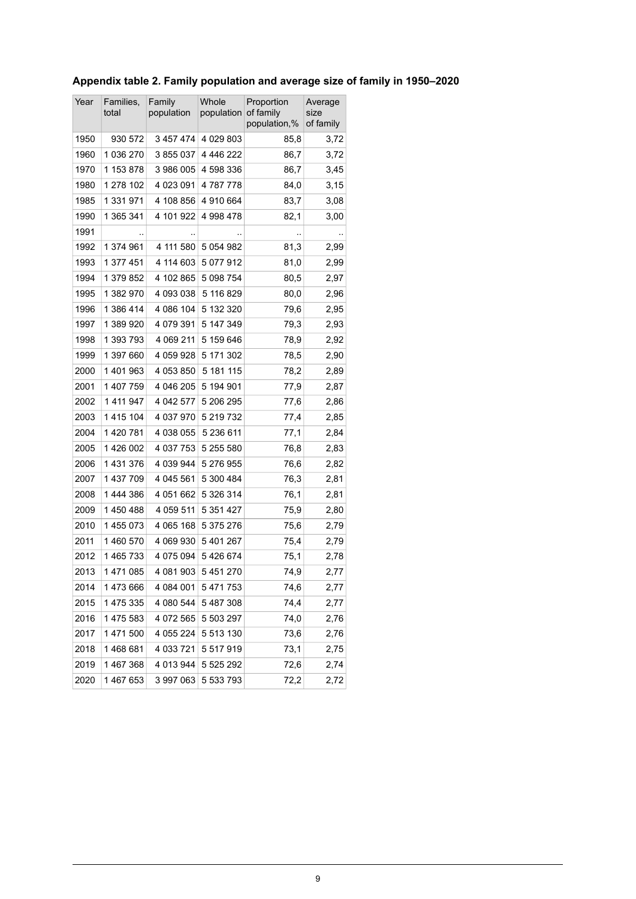**Appendix table 2. Family population and average size of family in 1950–2020**

| Year | Families, total | Family population | Whole population | Proportion of family population,% | Average size of family |
|---|---|---|---|---|---|
| 1950 | 930 572 | 3 457 474 | 4 029 803 | 85,8 | 3,72 |
| 1960 | 1 036 270 | 3 855 037 | 4 446 222 | 86,7 | 3,72 |
| 1970 | 1 153 878 | 3 986 005 | 4 598 336 | 86,7 | 3,45 |
| 1980 | 1 278 102 | 4 023 091 | 4 787 778 | 84,0 | 3,15 |
| 1985 | 1 331 971 | 4 108 856 | 4 910 664 | 83,7 | 3,08 |
| 1990 | 1 365 341 | 4 101 922 | 4 998 478 | 82,1 | 3,00 |
| 1991 | .. | .. | .. | .. | .. |
| 1992 | 1 374 961 | 4 111 580 | 5 054 982 | 81,3 | 2,99 |
| 1993 | 1 377 451 | 4 114 603 | 5 077 912 | 81,0 | 2,99 |
| 1994 | 1 379 852 | 4 102 865 | 5 098 754 | 80,5 | 2,97 |
| 1995 | 1 382 970 | 4 093 038 | 5 116 829 | 80,0 | 2,96 |
| 1996 | 1 386 414 | 4 086 104 | 5 132 320 | 79,6 | 2,95 |
| 1997 | 1 389 920 | 4 079 391 | 5 147 349 | 79,3 | 2,93 |
| 1998 | 1 393 793 | 4 069 211 | 5 159 646 | 78,9 | 2,92 |
| 1999 | 1 397 660 | 4 059 928 | 5 171 302 | 78,5 | 2,90 |
| 2000 | 1 401 963 | 4 053 850 | 5 181 115 | 78,2 | 2,89 |
| 2001 | 1 407 759 | 4 046 205 | 5 194 901 | 77,9 | 2,87 |
| 2002 | 1 411 947 | 4 042 577 | 5 206 295 | 77,6 | 2,86 |
| 2003 | 1 415 104 | 4 037 970 | 5 219 732 | 77,4 | 2,85 |
| 2004 | 1 420 781 | 4 038 055 | 5 236 611 | 77,1 | 2,84 |
| 2005 | 1 426 002 | 4 037 753 | 5 255 580 | 76,8 | 2,83 |
| 2006 | 1 431 376 | 4 039 944 | 5 276 955 | 76,6 | 2,82 |
| 2007 | 1 437 709 | 4 045 561 | 5 300 484 | 76,3 | 2,81 |
| 2008 | 1 444 386 | 4 051 662 | 5 326 314 | 76,1 | 2,81 |
| 2009 | 1 450 488 | 4 059 511 | 5 351 427 | 75,9 | 2,80 |
| 2010 | 1 455 073 | 4 065 168 | 5 375 276 | 75,6 | 2,79 |
| 2011 | 1 460 570 | 4 069 930 | 5 401 267 | 75,4 | 2,79 |
| 2012 | 1 465 733 | 4 075 094 | 5 426 674 | 75,1 | 2,78 |
| 2013 | 1 471 085 | 4 081 903 | 5 451 270 | 74,9 | 2,77 |
| 2014 | 1 473 666 | 4 084 001 | 5 471 753 | 74,6 | 2,77 |
| 2015 | 1 475 335 | 4 080 544 | 5 487 308 | 74,4 | 2,77 |
| 2016 | 1 475 583 | 4 072 565 | 5 503 297 | 74,0 | 2,76 |
| 2017 | 1 471 500 | 4 055 224 | 5 513 130 | 73,6 | 2,76 |
| 2018 | 1 468 681 | 4 033 721 | 5 517 919 | 73,1 | 2,75 |
| 2019 | 1 467 368 | 4 013 944 | 5 525 292 | 72,6 | 2,74 |
| 2020 | 1 467 653 | 3 997 063 | 5 533 793 | 72,2 | 2,72 |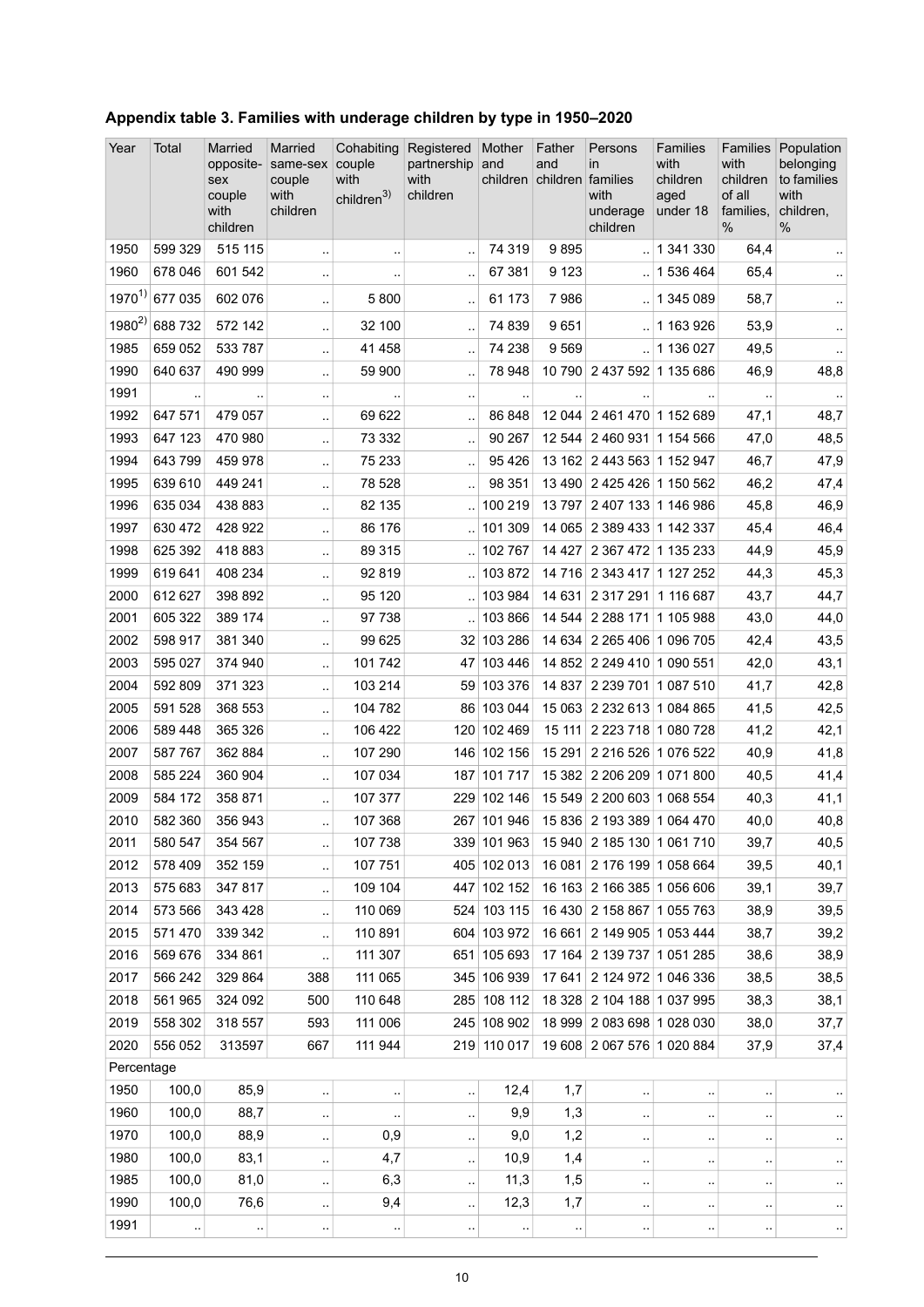## Appendix table 3. Families with underage children by type in 1950–2020

| Year | Total | Married opposite-sex couple with children | Married same-sex couple with children | Cohabiting couple with children[3)] | Registered partnership with children | Mother and children | Father and children | Persons in families with underage children | Families with children aged under 18 | Families with children of all families, % | Population belonging to families with children, % |
|---|---|---|---|---|---|---|---|---|---|---|---|
| 1950 | 599 329 | 515 115 | .. | .. | .. | 74 319 | 9 895 | .. | 1 341 330 | 64,4 | .. |
| 1960 | 678 046 | 601 542 | .. | .. | .. | 67 381 | 9 123 | .. | 1 536 464 | 65,4 | .. |
| 1970[1)] | 677 035 | 602 076 | .. | 5 800 | .. | 61 173 | 7 986 | .. | 1 345 089 | 58,7 | .. |
| 1980[2)] | 688 732 | 572 142 | .. | 32 100 | .. | 74 839 | 9 651 | .. | 1 163 926 | 53,9 | .. |
| 1985 | 659 052 | 533 787 | .. | 41 458 | .. | 74 238 | 9 569 | .. | 1 136 027 | 49,5 | .. |
| 1990 | 640 637 | 490 999 | .. | 59 900 | .. | 78 948 | 10 790 | 2 437 592 | 1 135 686 | 46,9 | 48,8 |
| 1991 | .. | .. | .. | .. | .. | .. | .. | .. | .. | .. | .. |
| 1992 | 647 571 | 479 057 | .. | 69 622 | .. | 86 848 | 12 044 | 2 461 470 | 1 152 689 | 47,1 | 48,7 |
| 1993 | 647 123 | 470 980 | .. | 73 332 | .. | 90 267 | 12 544 | 2 460 931 | 1 154 566 | 47,0 | 48,5 |
| 1994 | 643 799 | 459 978 | .. | 75 233 | .. | 95 426 | 13 162 | 2 443 563 | 1 152 947 | 46,7 | 47,9 |
| 1995 | 639 610 | 449 241 | .. | 78 528 | .. | 98 351 | 13 490 | 2 425 426 | 1 150 562 | 46,2 | 47,4 |
| 1996 | 635 034 | 438 883 | .. | 82 135 | .. | 100 219 | 13 797 | 2 407 133 | 1 146 986 | 45,8 | 46,9 |
| 1997 | 630 472 | 428 922 | .. | 86 176 | .. | 101 309 | 14 065 | 2 389 433 | 1 142 337 | 45,4 | 46,4 |
| 1998 | 625 392 | 418 883 | .. | 89 315 | .. | 102 767 | 14 427 | 2 367 472 | 1 135 233 | 44,9 | 45,9 |
| 1999 | 619 641 | 408 234 | .. | 92 819 | .. | 103 872 | 14 716 | 2 343 417 | 1 127 252 | 44,3 | 45,3 |
| 2000 | 612 627 | 398 892 | .. | 95 120 | .. | 103 984 | 14 631 | 2 317 291 | 1 116 687 | 43,7 | 44,7 |
| 2001 | 605 322 | 389 174 | .. | 97 738 | .. | 103 866 | 14 544 | 2 288 171 | 1 105 988 | 43,0 | 44,0 |
| 2002 | 598 917 | 381 340 | .. | 99 625 | 32 | 103 286 | 14 634 | 2 265 406 | 1 096 705 | 42,4 | 43,5 |
| 2003 | 595 027 | 374 940 | .. | 101 742 | 47 | 103 446 | 14 852 | 2 249 410 | 1 090 551 | 42,0 | 43,1 |
| 2004 | 592 809 | 371 323 | .. | 103 214 | 59 | 103 376 | 14 837 | 2 239 701 | 1 087 510 | 41,7 | 42,8 |
| 2005 | 591 528 | 368 553 | .. | 104 782 | 86 | 103 044 | 15 063 | 2 232 613 | 1 084 865 | 41,5 | 42,5 |
| 2006 | 589 448 | 365 326 | .. | 106 422 | 120 | 102 469 | 15 111 | 2 223 718 | 1 080 728 | 41,2 | 42,1 |
| 2007 | 587 767 | 362 884 | .. | 107 290 | 146 | 102 156 | 15 291 | 2 216 526 | 1 076 522 | 40,9 | 41,8 |
| 2008 | 585 224 | 360 904 | .. | 107 034 | 187 | 101 717 | 15 382 | 2 206 209 | 1 071 800 | 40,5 | 41,4 |
| 2009 | 584 172 | 358 871 | .. | 107 377 | 229 | 102 146 | 15 549 | 2 200 603 | 1 068 554 | 40,3 | 41,1 |
| 2010 | 582 360 | 356 943 | .. | 107 368 | 267 | 101 946 | 15 836 | 2 193 389 | 1 064 470 | 40,0 | 40,8 |
| 2011 | 580 547 | 354 567 | .. | 107 738 | 339 | 101 963 | 15 940 | 2 185 130 | 1 061 710 | 39,7 | 40,5 |
| 2012 | 578 409 | 352 159 | .. | 107 751 | 405 | 102 013 | 16 081 | 2 176 199 | 1 058 664 | 39,5 | 40,1 |
| 2013 | 575 683 | 347 817 | .. | 109 104 | 447 | 102 152 | 16 163 | 2 166 385 | 1 056 606 | 39,1 | 39,7 |
| 2014 | 573 566 | 343 428 | .. | 110 069 | 524 | 103 115 | 16 430 | 2 158 867 | 1 055 763 | 38,9 | 39,5 |
| 2015 | 571 470 | 339 342 | .. | 110 891 | 604 | 103 972 | 16 661 | 2 149 905 | 1 053 444 | 38,7 | 39,2 |
| 2016 | 569 676 | 334 861 | .. | 111 307 | 651 | 105 693 | 17 164 | 2 139 737 | 1 051 285 | 38,6 | 38,9 |
| 2017 | 566 242 | 329 864 | 388 | 111 065 | 345 | 106 939 | 17 641 | 2 124 972 | 1 046 336 | 38,5 | 38,5 |
| 2018 | 561 965 | 324 092 | 500 | 110 648 | 285 | 108 112 | 18 328 | 2 104 188 | 1 037 995 | 38,3 | 38,1 |
| 2019 | 558 302 | 318 557 | 593 | 111 006 | 245 | 108 902 | 18 999 | 2 083 698 | 1 028 030 | 38,0 | 37,7 |
| 2020 | 556 052 | 313597 | 667 | 111 944 | 219 | 110 017 | 19 608 | 2 067 576 | 1 020 884 | 37,9 | 37,4 |
| Percentage | | | | | | | | | | | |
| 1950 | 100,0 | 85,9 | .. | .. | .. | 12,4 | 1,7 | .. | .. | .. | .. |
| 1960 | 100,0 | 88,7 | .. | .. | .. | 9,9 | 1,3 | .. | .. | .. | .. |
| 1970 | 100,0 | 88,9 | .. | 0,9 | .. | 9,0 | 1,2 | .. | .. | .. | .. |
| 1980 | 100,0 | 83,1 | .. | 4,7 | .. | 10,9 | 1,4 | .. | .. | .. | .. |
| 1985 | 100,0 | 81,0 | .. | 6,3 | .. | 11,3 | 1,5 | .. | .. | .. | .. |
| 1990 | 100,0 | 76,6 | .. | 9,4 | .. | 12,3 | 1,7 | .. | .. | .. | .. |
| 1991 | .. | .. | .. | .. | .. | .. | .. | .. | .. | .. | .. |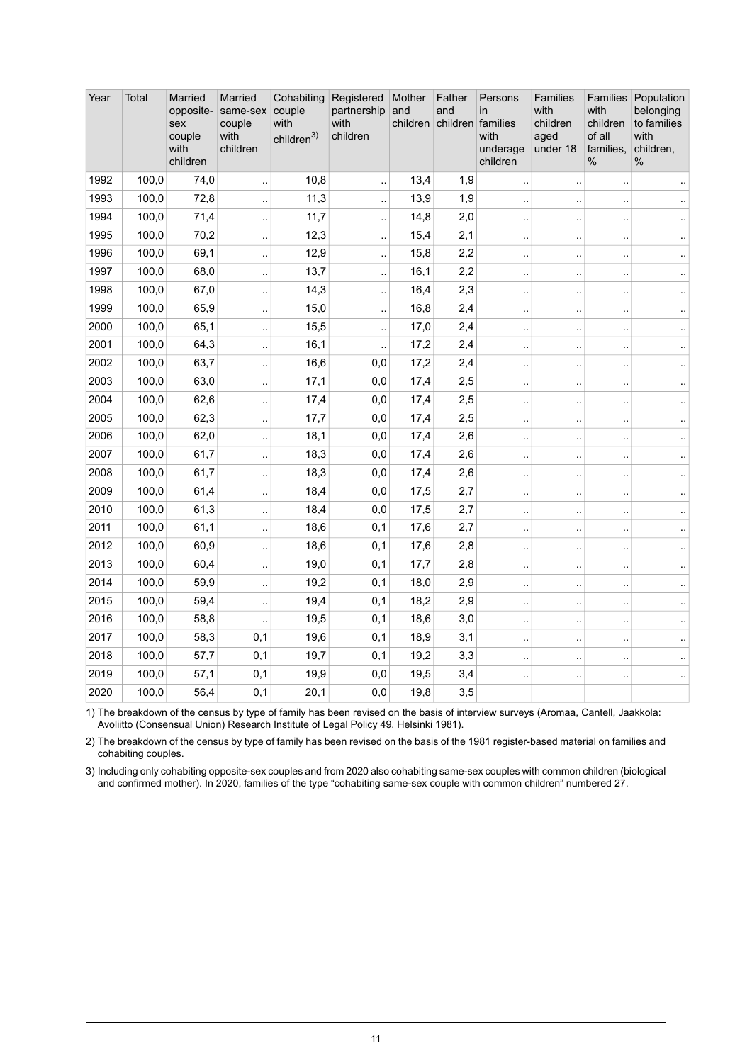| Year | Total | Married opposite-sex couple with children | Married same-sex couple with children | Cohabiting couple with children[3)] | Registered partnership with children | Mother and children | Father and children | Persons in families with underage children | Families with children aged under 18 | Families with children of all families, % | Population belonging to families with children, % |
|---|---|---|---|---|---|---|---|---|---|---|---|
| 1992 | 100,0 | 74,0 | .. | 10,8 | .. | 13,4 | 1,9 | .. | .. | .. | .. |
| 1993 | 100,0 | 72,8 | .. | 11,3 | .. | 13,9 | 1,9 | .. | .. | .. | .. |
| 1994 | 100,0 | 71,4 | .. | 11,7 | .. | 14,8 | 2,0 | .. | .. | .. | .. |
| 1995 | 100,0 | 70,2 | .. | 12,3 | .. | 15,4 | 2,1 | .. | .. | .. | .. |
| 1996 | 100,0 | 69,1 | .. | 12,9 | .. | 15,8 | 2,2 | .. | .. | .. | .. |
| 1997 | 100,0 | 68,0 | .. | 13,7 | .. | 16,1 | 2,2 | .. | .. | .. | .. |
| 1998 | 100,0 | 67,0 | .. | 14,3 | .. | 16,4 | 2,3 | .. | .. | .. | .. |
| 1999 | 100,0 | 65,9 | .. | 15,0 | .. | 16,8 | 2,4 | .. | .. | .. | .. |
| 2000 | 100,0 | 65,1 | .. | 15,5 | .. | 17,0 | 2,4 | .. | .. | .. | .. |
| 2001 | 100,0 | 64,3 | .. | 16,1 | .. | 17,2 | 2,4 | .. | .. | .. | .. |
| 2002 | 100,0 | 63,7 | .. | 16,6 | 0,0 | 17,2 | 2,4 | .. | .. | .. | .. |
| 2003 | 100,0 | 63,0 | .. | 17,1 | 0,0 | 17,4 | 2,5 | .. | .. | .. | .. |
| 2004 | 100,0 | 62,6 | .. | 17,4 | 0,0 | 17,4 | 2,5 | .. | .. | .. | .. |
| 2005 | 100,0 | 62,3 | .. | 17,7 | 0,0 | 17,4 | 2,5 | .. | .. | .. | .. |
| 2006 | 100,0 | 62,0 | .. | 18,1 | 0,0 | 17,4 | 2,6 | .. | .. | .. | .. |
| 2007 | 100,0 | 61,7 | .. | 18,3 | 0,0 | 17,4 | 2,6 | .. | .. | .. | .. |
| 2008 | 100,0 | 61,7 | .. | 18,3 | 0,0 | 17,4 | 2,6 | .. | .. | .. | .. |
| 2009 | 100,0 | 61,4 | .. | 18,4 | 0,0 | 17,5 | 2,7 | .. | .. | .. | .. |
| 2010 | 100,0 | 61,3 | .. | 18,4 | 0,0 | 17,5 | 2,7 | .. | .. | .. | .. |
| 2011 | 100,0 | 61,1 | .. | 18,6 | 0,1 | 17,6 | 2,7 | .. | .. | .. | .. |
| 2012 | 100,0 | 60,9 | .. | 18,6 | 0,1 | 17,6 | 2,8 | .. | .. | .. | .. |
| 2013 | 100,0 | 60,4 | .. | 19,0 | 0,1 | 17,7 | 2,8 | .. | .. | .. | .. |
| 2014 | 100,0 | 59,9 | .. | 19,2 | 0,1 | 18,0 | 2,9 | .. | .. | .. | .. |
| 2015 | 100,0 | 59,4 | .. | 19,4 | 0,1 | 18,2 | 2,9 | .. | .. | .. | .. |
| 2016 | 100,0 | 58,8 | .. | 19,5 | 0,1 | 18,6 | 3,0 | .. | .. | .. | .. |
| 2017 | 100,0 | 58,3 | 0,1 | 19,6 | 0,1 | 18,9 | 3,1 | .. | .. | .. | .. |
| 2018 | 100,0 | 57,7 | 0,1 | 19,7 | 0,1 | 19,2 | 3,3 | .. | .. | .. | .. |
| 2019 | 100,0 | 57,1 | 0,1 | 19,9 | 0,0 | 19,5 | 3,4 | .. | .. | .. | .. |
| 2020 | 100,0 | 56,4 | 0,1 | 20,1 | 0,0 | 19,8 | 3,5 | | | | |

1) The breakdown of the census by type of family has been revised on the basis of interview surveys (Aromaa, Cantell, Jaakkola: Avoliitto (Consensual Union) Research Institute of Legal Policy 49, Helsinki 1981).

2) The breakdown of the census by type of family has been revised on the basis of the 1981 register-based material on families and cohabiting couples.

3) Including only cohabiting opposite-sex couples and from 2020 also cohabiting same-sex couples with common children (biological and confirmed mother). In 2020, families of the type "cohabiting same-sex couple with common children" numbered 27.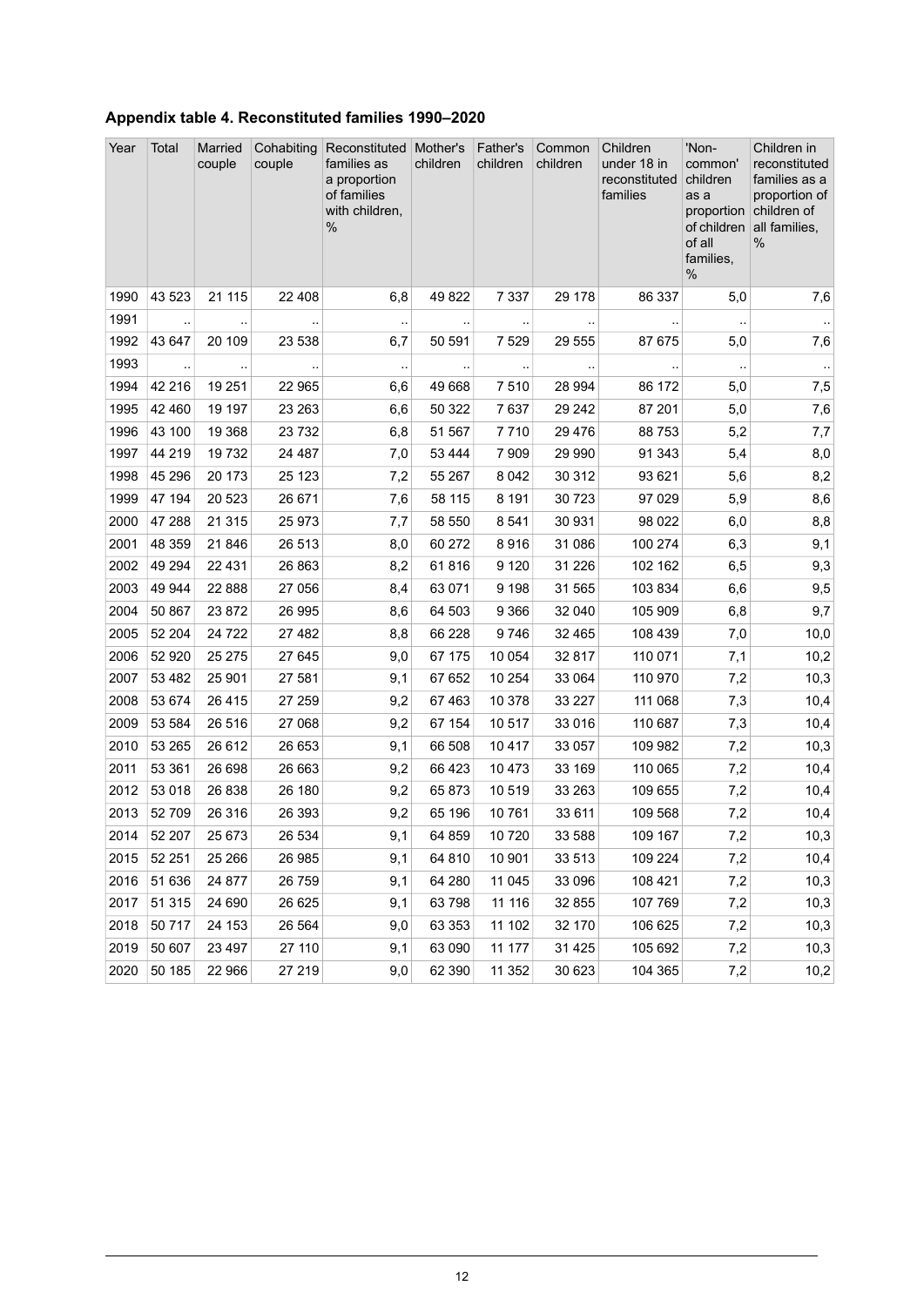## Appendix table 4. Reconstituted families 1990–2020

| Year | Total | Married couple | Cohabiting couple | Reconstituted families as a proportion of families with children, % | Mother's children | Father's children | Common children | Children under 18 in reconstituted families | 'Non-common' children as a proportion of children of all families, % | Children in reconstituted families as a proportion of children of all families, % |
|---|---|---|---|---|---|---|---|---|---|---|
| 1990 | 43 523 | 21 115 | 22 408 | 6,8 | 49 822 | 7 337 | 29 178 | 86 337 | 5,0 | 7,6 |
| 1991 | .. | .. | .. | .. | .. | .. | .. | .. | .. | .. |
| 1992 | 43 647 | 20 109 | 23 538 | 6,7 | 50 591 | 7 529 | 29 555 | 87 675 | 5,0 | 7,6 |
| 1993 | .. | .. | .. | .. | .. | .. | .. | .. | .. | .. |
| 1994 | 42 216 | 19 251 | 22 965 | 6,6 | 49 668 | 7 510 | 28 994 | 86 172 | 5,0 | 7,5 |
| 1995 | 42 460 | 19 197 | 23 263 | 6,6 | 50 322 | 7 637 | 29 242 | 87 201 | 5,0 | 7,6 |
| 1996 | 43 100 | 19 368 | 23 732 | 6,8 | 51 567 | 7 710 | 29 476 | 88 753 | 5,2 | 7,7 |
| 1997 | 44 219 | 19 732 | 24 487 | 7,0 | 53 444 | 7 909 | 29 990 | 91 343 | 5,4 | 8,0 |
| 1998 | 45 296 | 20 173 | 25 123 | 7,2 | 55 267 | 8 042 | 30 312 | 93 621 | 5,6 | 8,2 |
| 1999 | 47 194 | 20 523 | 26 671 | 7,6 | 58 115 | 8 191 | 30 723 | 97 029 | 5,9 | 8,6 |
| 2000 | 47 288 | 21 315 | 25 973 | 7,7 | 58 550 | 8 541 | 30 931 | 98 022 | 6,0 | 8,8 |
| 2001 | 48 359 | 21 846 | 26 513 | 8,0 | 60 272 | 8 916 | 31 086 | 100 274 | 6,3 | 9,1 |
| 2002 | 49 294 | 22 431 | 26 863 | 8,2 | 61 816 | 9 120 | 31 226 | 102 162 | 6,5 | 9,3 |
| 2003 | 49 944 | 22 888 | 27 056 | 8,4 | 63 071 | 9 198 | 31 565 | 103 834 | 6,6 | 9,5 |
| 2004 | 50 867 | 23 872 | 26 995 | 8,6 | 64 503 | 9 366 | 32 040 | 105 909 | 6,8 | 9,7 |
| 2005 | 52 204 | 24 722 | 27 482 | 8,8 | 66 228 | 9 746 | 32 465 | 108 439 | 7,0 | 10,0 |
| 2006 | 52 920 | 25 275 | 27 645 | 9,0 | 67 175 | 10 054 | 32 817 | 110 071 | 7,1 | 10,2 |
| 2007 | 53 482 | 25 901 | 27 581 | 9,1 | 67 652 | 10 254 | 33 064 | 110 970 | 7,2 | 10,3 |
| 2008 | 53 674 | 26 415 | 27 259 | 9,2 | 67 463 | 10 378 | 33 227 | 111 068 | 7,3 | 10,4 |
| 2009 | 53 584 | 26 516 | 27 068 | 9,2 | 67 154 | 10 517 | 33 016 | 110 687 | 7,3 | 10,4 |
| 2010 | 53 265 | 26 612 | 26 653 | 9,1 | 66 508 | 10 417 | 33 057 | 109 982 | 7,2 | 10,3 |
| 2011 | 53 361 | 26 698 | 26 663 | 9,2 | 66 423 | 10 473 | 33 169 | 110 065 | 7,2 | 10,4 |
| 2012 | 53 018 | 26 838 | 26 180 | 9,2 | 65 873 | 10 519 | 33 263 | 109 655 | 7,2 | 10,4 |
| 2013 | 52 709 | 26 316 | 26 393 | 9,2 | 65 196 | 10 761 | 33 611 | 109 568 | 7,2 | 10,4 |
| 2014 | 52 207 | 25 673 | 26 534 | 9,1 | 64 859 | 10 720 | 33 588 | 109 167 | 7,2 | 10,3 |
| 2015 | 52 251 | 25 266 | 26 985 | 9,1 | 64 810 | 10 901 | 33 513 | 109 224 | 7,2 | 10,4 |
| 2016 | 51 636 | 24 877 | 26 759 | 9,1 | 64 280 | 11 045 | 33 096 | 108 421 | 7,2 | 10,3 |
| 2017 | 51 315 | 24 690 | 26 625 | 9,1 | 63 798 | 11 116 | 32 855 | 107 769 | 7,2 | 10,3 |
| 2018 | 50 717 | 24 153 | 26 564 | 9,0 | 63 353 | 11 102 | 32 170 | 106 625 | 7,2 | 10,3 |
| 2019 | 50 607 | 23 497 | 27 110 | 9,1 | 63 090 | 11 177 | 31 425 | 105 692 | 7,2 | 10,3 |
| 2020 | 50 185 | 22 966 | 27 219 | 9,0 | 62 390 | 11 352 | 30 623 | 104 365 | 7,2 | 10,2 |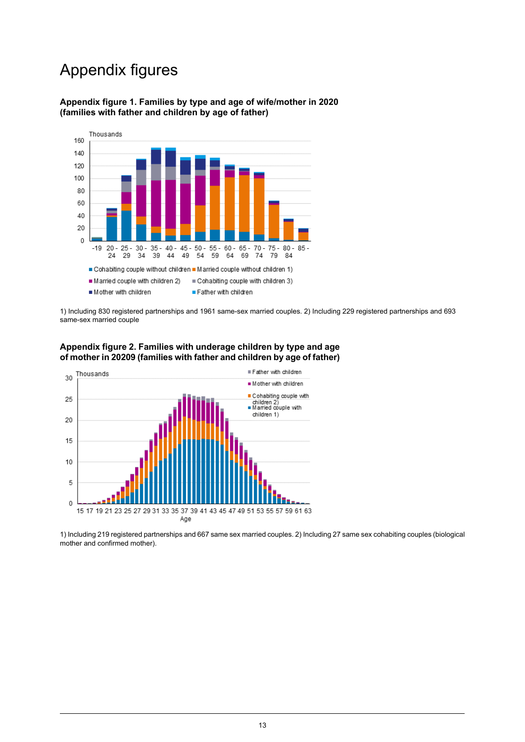# Appendix figures

**Appendix figure 1. Families by type and age of wife/mother in 2020 (families with father and children by age of father)**

1) Including 830 registered partnerships and 1961 same-sex married couples. 2) Including 229 registered partnerships and 693 same-sex married couple

**Appendix figure 2. Families with underage children by type and age of mother in 20209 (families with father and children by age of father)**

1) Including 219 registered partnerships and 667 same sex married couples. 2) Including 27 same sex cohabiting couples (biological mother and confirmed mother).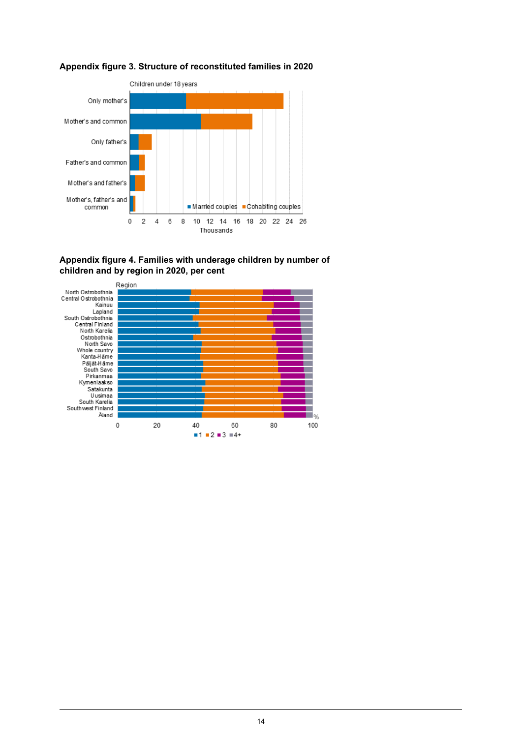**Appendix figure 3. Structure of reconstituted families in 2020**

Children under 18 years

Only mother's
Mother's and common
Only father's
Father's and common
Mother's and father's
Mother's, father's and common

■ Married couples ■ Cohabiting couples

0 2 4 6 8 10 12 14 16 18 20 22 24 26

Thousands

**Appendix figure 4. Families with underage children by number of children and by region in 2020, per cent**

Region

North Ostrobothnia
Central Ostrobothnia
Kainuu
Lapland
South Ostrobothnia
Central Finland
North Karelia
Ostrobothnia
North Savo
Whole country
Kanta-Häme
Päijät-Häme
South Savo
Pirkanmaa
Kymenlaakso
Satakunta
Uusimaa
South Karelia
Southwest Finland
Åland

0 20 40 60 80 100 %

■ 1 ■ 2 ■ 3 ■ 4+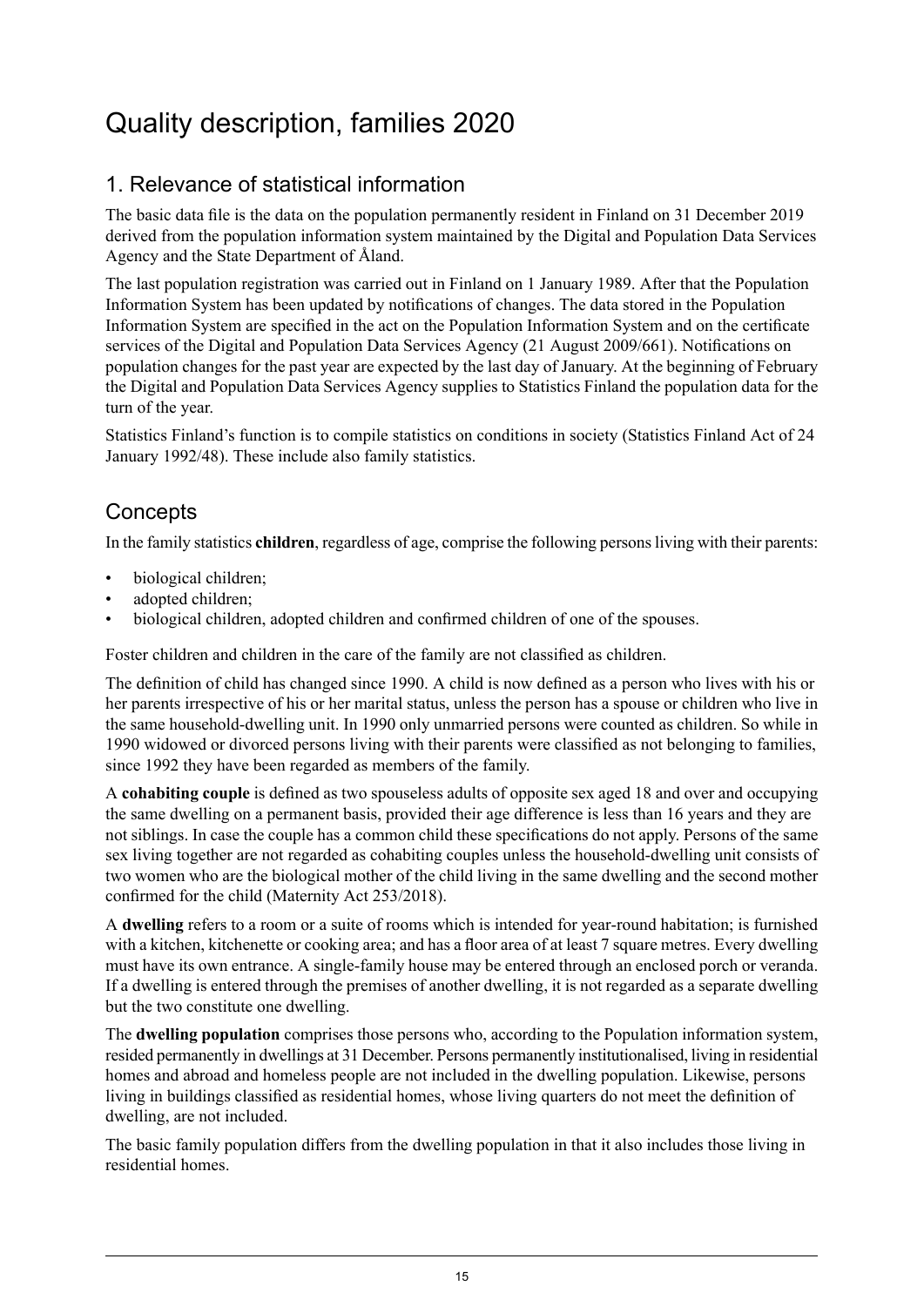# Quality description, families 2020

## 1. Relevance of statistical information

The basic data file is the data on the population permanently resident in Finland on 31 December 2019 derived from the population information system maintained by the Digital and Population Data Services Agency and the State Department of Åland.

The last population registration was carried out in Finland on 1 January 1989. After that the Population Information System has been updated by notifications of changes. The data stored in the Population Information System are specified in the act on the Population Information System and on the certificate services of the Digital and Population Data Services Agency (21 August 2009/661). Notifications on population changes for the past year are expected by the last day of January. At the beginning of February the Digital and Population Data Services Agency supplies to Statistics Finland the population data for the turn of the year.

Statistics Finland's function is to compile statistics on conditions in society (Statistics Finland Act of 24 January 1992/48). These include also family statistics.

## Concepts

In the family statistics **children**, regardless of age, comprise the following persons living with their parents:

- biological children;
- adopted children;
- biological children, adopted children and confirmed children of one of the spouses.

Foster children and children in the care of the family are not classified as children.

The definition of child has changed since 1990. A child is now defined as a person who lives with his or her parents irrespective of his or her marital status, unless the person has a spouse or children who live in the same household-dwelling unit. In 1990 only unmarried persons were counted as children. So while in 1990 widowed or divorced persons living with their parents were classified as not belonging to families, since 1992 they have been regarded as members of the family.

A **cohabiting couple** is defined as two spouseless adults of opposite sex aged 18 and over and occupying the same dwelling on a permanent basis, provided their age difference is less than 16 years and they are not siblings. In case the couple has a common child these specifications do not apply. Persons of the same sex living together are not regarded as cohabiting couples unless the household-dwelling unit consists of two women who are the biological mother of the child living in the same dwelling and the second mother confirmed for the child (Maternity Act 253/2018).

A **dwelling** refers to a room or a suite of rooms which is intended for year-round habitation; is furnished with a kitchen, kitchenette or cooking area; and has a floor area of at least 7 square metres. Every dwelling must have its own entrance. A single-family house may be entered through an enclosed porch or veranda. If a dwelling is entered through the premises of another dwelling, it is not regarded as a separate dwelling but the two constitute one dwelling.

The **dwelling population** comprises those persons who, according to the Population information system, resided permanently in dwellings at 31 December. Persons permanently institutionalised, living in residential homes and abroad and homeless people are not included in the dwelling population. Likewise, persons living in buildings classified as residential homes, whose living quarters do not meet the definition of dwelling, are not included.

The basic family population differs from the dwelling population in that it also includes those living in residential homes.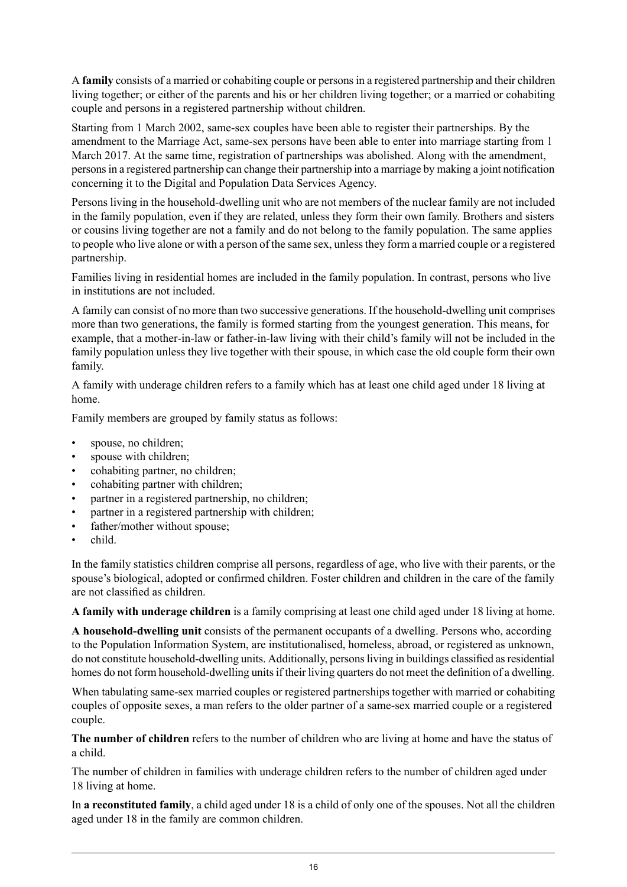A **family** consists of a married or cohabiting couple or persons in a registered partnership and their children living together; or either of the parents and his or her children living together; or a married or cohabiting couple and persons in a registered partnership without children.

Starting from 1 March 2002, same-sex couples have been able to register their partnerships. By the amendment to the Marriage Act, same-sex persons have been able to enter into marriage starting from 1 March 2017. At the same time, registration of partnerships was abolished. Along with the amendment, persons in a registered partnership can change their partnership into a marriage by making a joint notification concerning it to the Digital and Population Data Services Agency.

Persons living in the household-dwelling unit who are not members of the nuclear family are not included in the family population, even if they are related, unless they form their own family. Brothers and sisters or cousins living together are not a family and do not belong to the family population. The same applies to people who live alone or with a person of the same sex, unless they form a married couple or a registered partnership.

Families living in residential homes are included in the family population. In contrast, persons who live in institutions are not included.

A family can consist of no more than two successive generations. If the household-dwelling unit comprises more than two generations, the family is formed starting from the youngest generation. This means, for example, that a mother-in-law or father-in-law living with their child's family will not be included in the family population unless they live together with their spouse, in which case the old couple form their own family.

A family with underage children refers to a family which has at least one child aged under 18 living at home.

Family members are grouped by family status as follows:

- spouse, no children;
- spouse with children;
- cohabiting partner, no children;
- cohabiting partner with children;
- partner in a registered partnership, no children;
- partner in a registered partnership with children;
- father/mother without spouse;
- child.

In the family statistics children comprise all persons, regardless of age, who live with their parents, or the spouse's biological, adopted or confirmed children. Foster children and children in the care of the family are not classified as children.

**A family with underage children** is a family comprising at least one child aged under 18 living at home.

**A household-dwelling unit** consists of the permanent occupants of a dwelling. Persons who, according to the Population Information System, are institutionalised, homeless, abroad, or registered as unknown, do not constitute household-dwelling units. Additionally, persons living in buildings classified as residential homes do not form household-dwelling units if their living quarters do not meet the definition of a dwelling.

When tabulating same-sex married couples or registered partnerships together with married or cohabiting couples of opposite sexes, a man refers to the older partner of a same-sex married couple or a registered couple.

**The number of children** refers to the number of children who are living at home and have the status of a child.

The number of children in families with underage children refers to the number of children aged under 18 living at home.

In **a reconstituted family**, a child aged under 18 is a child of only one of the spouses. Not all the children aged under 18 in the family are common children.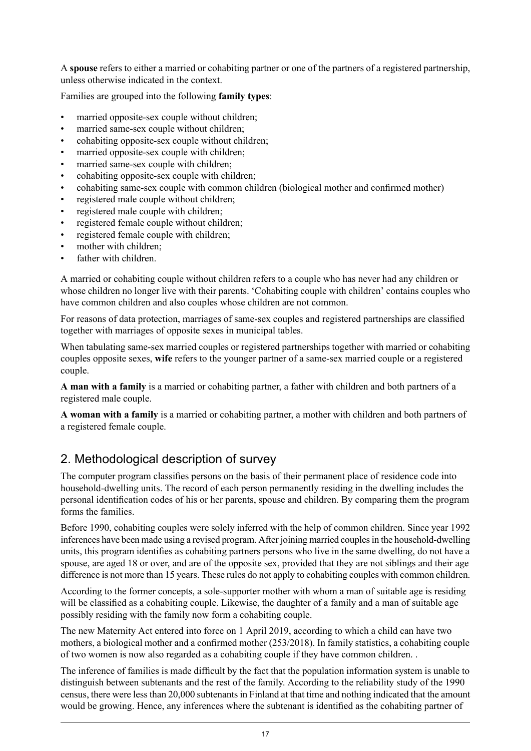A **spouse** refers to either a married or cohabiting partner or one of the partners of a registered partnership, unless otherwise indicated in the context.

Families are grouped into the following **family types**:

- married opposite-sex couple without children;
- married same-sex couple without children;
- cohabiting opposite-sex couple without children;
- married opposite-sex couple with children;
- married same-sex couple with children;
- cohabiting opposite-sex couple with children;
- cohabiting same-sex couple with common children (biological mother and confirmed mother)
- registered male couple without children;
- registered male couple with children;
- registered female couple without children;
- registered female couple with children;
- mother with children;
- father with children.

A married or cohabiting couple without children refers to a couple who has never had any children or whose children no longer live with their parents. 'Cohabiting couple with children' contains couples who have common children and also couples whose children are not common.

For reasons of data protection, marriages of same-sex couples and registered partnerships are classified together with marriages of opposite sexes in municipal tables.

When tabulating same-sex married couples or registered partnerships together with married or cohabiting couples opposite sexes, **wife** refers to the younger partner of a same-sex married couple or a registered couple.

**A man with a family** is a married or cohabiting partner, a father with children and both partners of a registered male couple.

**A woman with a family** is a married or cohabiting partner, a mother with children and both partners of a registered female couple.

## 2. Methodological description of survey

The computer program classifies persons on the basis of their permanent place of residence code into household-dwelling units. The record of each person permanently residing in the dwelling includes the personal identification codes of his or her parents, spouse and children. By comparing them the program forms the families.

Before 1990, cohabiting couples were solely inferred with the help of common children. Since year 1992 inferences have been made using a revised program. After joining married couples in the household-dwelling units, this program identifies as cohabiting partners persons who live in the same dwelling, do not have a spouse, are aged 18 or over, and are of the opposite sex, provided that they are not siblings and their age difference is not more than 15 years. These rules do not apply to cohabiting couples with common children.

According to the former concepts, a sole-supporter mother with whom a man of suitable age is residing will be classified as a cohabiting couple. Likewise, the daughter of a family and a man of suitable age possibly residing with the family now form a cohabiting couple.

The new Maternity Act entered into force on 1 April 2019, according to which a child can have two mothers, a biological mother and a confirmed mother (253/2018). In family statistics, a cohabiting couple of two women is now also regarded as a cohabiting couple if they have common children. .

The inference of families is made difficult by the fact that the population information system is unable to distinguish between subtenants and the rest of the family. According to the reliability study of the 1990 census, there were less than 20,000 subtenants in Finland at that time and nothing indicated that the amount would be growing. Hence, any inferences where the subtenant is identified as the cohabiting partner of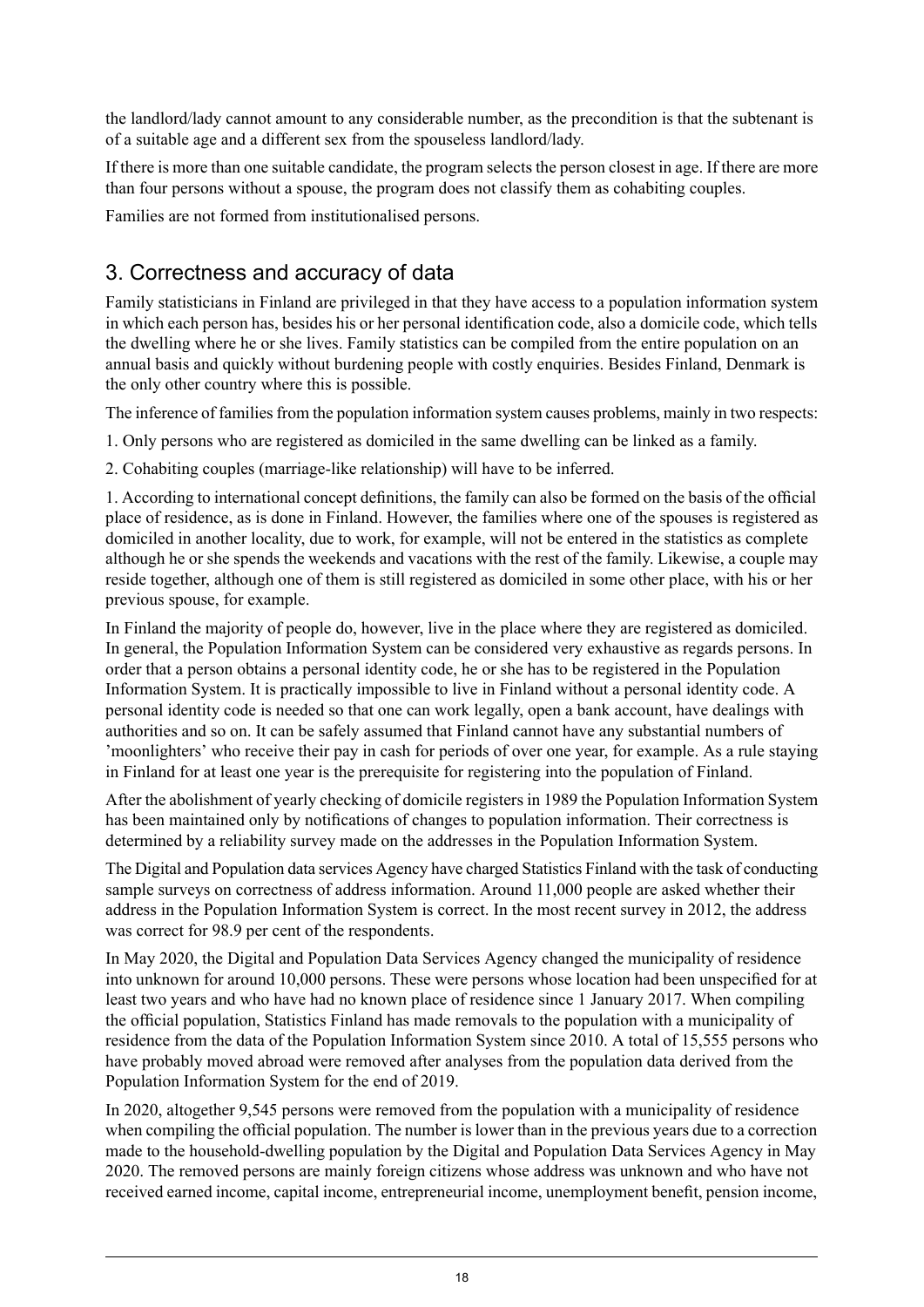the landlord/lady cannot amount to any considerable number, as the precondition is that the subtenant is of a suitable age and a different sex from the spouseless landlord/lady.

If there is more than one suitable candidate, the program selects the person closest in age. If there are more than four persons without a spouse, the program does not classify them as cohabiting couples.

Families are not formed from institutionalised persons.

## 3. Correctness and accuracy of data

Family statisticians in Finland are privileged in that they have access to a population information system in which each person has, besides his or her personal identification code, also a domicile code, which tells the dwelling where he or she lives. Family statistics can be compiled from the entire population on an annual basis and quickly without burdening people with costly enquiries. Besides Finland, Denmark is the only other country where this is possible.

The inference of families from the population information system causes problems, mainly in two respects:

1. Only persons who are registered as domiciled in the same dwelling can be linked as a family.

2. Cohabiting couples (marriage-like relationship) will have to be inferred.

1. According to international concept definitions, the family can also be formed on the basis of the official place of residence, as is done in Finland. However, the families where one of the spouses is registered as domiciled in another locality, due to work, for example, will not be entered in the statistics as complete although he or she spends the weekends and vacations with the rest of the family. Likewise, a couple may reside together, although one of them is still registered as domiciled in some other place, with his or her previous spouse, for example.

In Finland the majority of people do, however, live in the place where they are registered as domiciled. In general, the Population Information System can be considered very exhaustive as regards persons. In order that a person obtains a personal identity code, he or she has to be registered in the Population Information System. It is practically impossible to live in Finland without a personal identity code. A personal identity code is needed so that one can work legally, open a bank account, have dealings with authorities and so on. It can be safely assumed that Finland cannot have any substantial numbers of 'moonlighters' who receive their pay in cash for periods of over one year, for example. As a rule staying in Finland for at least one year is the prerequisite for registering into the population of Finland.

After the abolishment of yearly checking of domicile registers in 1989 the Population Information System has been maintained only by notifications of changes to population information. Their correctness is determined by a reliability survey made on the addresses in the Population Information System.

The Digital and Population data services Agency have charged Statistics Finland with the task of conducting sample surveys on correctness of address information. Around 11,000 people are asked whether their address in the Population Information System is correct. In the most recent survey in 2012, the address was correct for 98.9 per cent of the respondents.

In May 2020, the Digital and Population Data Services Agency changed the municipality of residence into unknown for around 10,000 persons. These were persons whose location had been unspecified for at least two years and who have had no known place of residence since 1 January 2017. When compiling the official population, Statistics Finland has made removals to the population with a municipality of residence from the data of the Population Information System since 2010. A total of 15,555 persons who have probably moved abroad were removed after analyses from the population data derived from the Population Information System for the end of 2019.

In 2020, altogether 9,545 persons were removed from the population with a municipality of residence when compiling the official population. The number is lower than in the previous years due to a correction made to the household-dwelling population by the Digital and Population Data Services Agency in May 2020. The removed persons are mainly foreign citizens whose address was unknown and who have not received earned income, capital income, entrepreneurial income, unemployment benefit, pension income,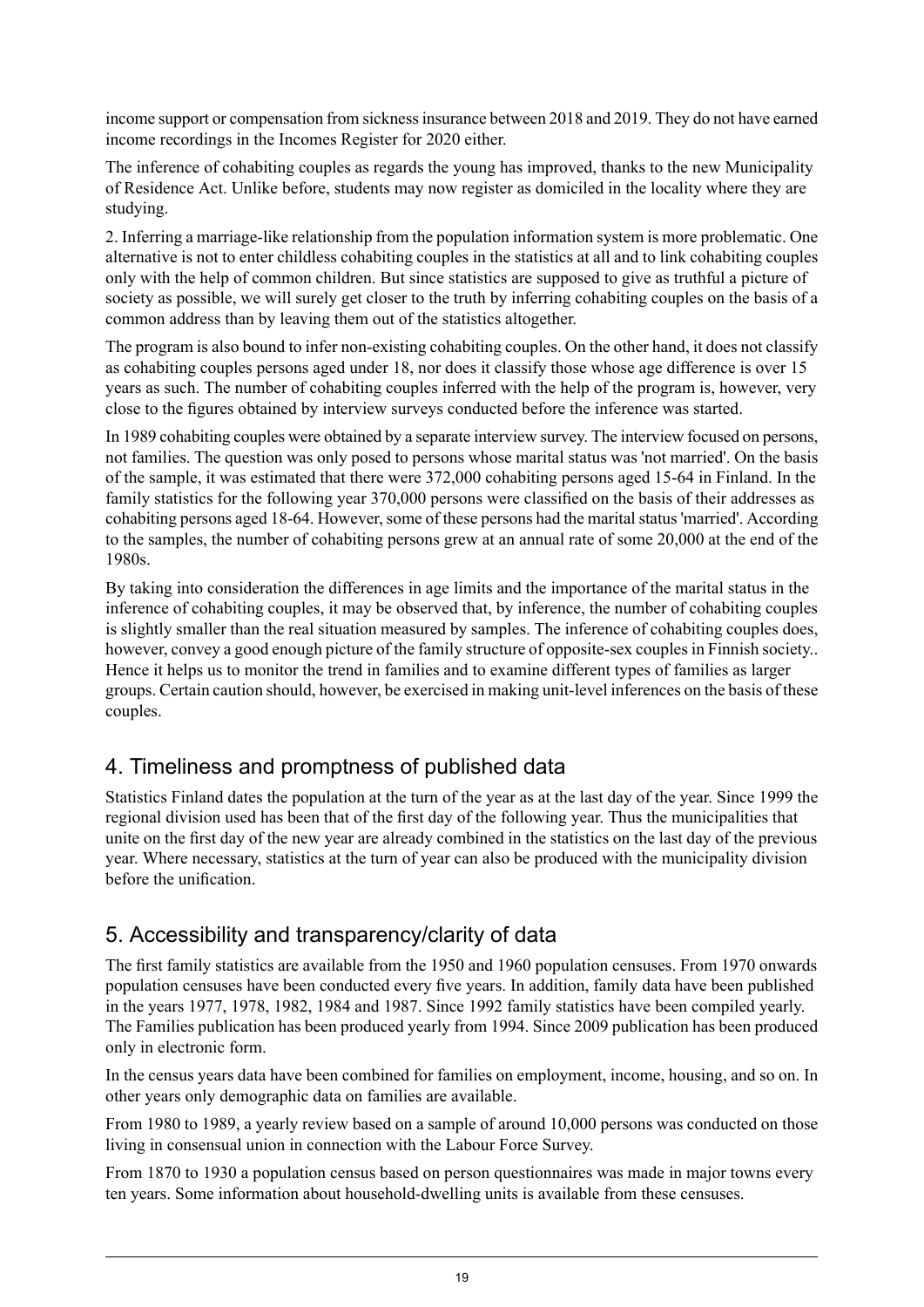income support or compensation from sickness insurance between 2018 and 2019. They do not have earned income recordings in the Incomes Register for 2020 either.

The inference of cohabiting couples as regards the young has improved, thanks to the new Municipality of Residence Act. Unlike before, students may now register as domiciled in the locality where they are studying.

2. Inferring a marriage-like relationship from the population information system is more problematic. One alternative is not to enter childless cohabiting couples in the statistics at all and to link cohabiting couples only with the help of common children. But since statistics are supposed to give as truthful a picture of society as possible, we will surely get closer to the truth by inferring cohabiting couples on the basis of a common address than by leaving them out of the statistics altogether.

The program is also bound to infer non-existing cohabiting couples. On the other hand, it does not classify as cohabiting couples persons aged under 18, nor does it classify those whose age difference is over 15 years as such. The number of cohabiting couples inferred with the help of the program is, however, very close to the figures obtained by interview surveys conducted before the inference was started.

In 1989 cohabiting couples were obtained by a separate interview survey. The interview focused on persons, not families. The question was only posed to persons whose marital status was 'not married'. On the basis of the sample, it was estimated that there were 372,000 cohabiting persons aged 15-64 in Finland. In the family statistics for the following year 370,000 persons were classified on the basis of their addresses as cohabiting persons aged 18-64. However, some of these persons had the marital status 'married'. According to the samples, the number of cohabiting persons grew at an annual rate of some 20,000 at the end of the 1980s.

By taking into consideration the differences in age limits and the importance of the marital status in the inference of cohabiting couples, it may be observed that, by inference, the number of cohabiting couples is slightly smaller than the real situation measured by samples. The inference of cohabiting couples does, however, convey a good enough picture of the family structure of opposite-sex couples in Finnish society.. Hence it helps us to monitor the trend in families and to examine different types of families as larger groups. Certain caution should, however, be exercised in making unit-level inferences on the basis of these couples.

## 4. Timeliness and promptness of published data

Statistics Finland dates the population at the turn of the year as at the last day of the year. Since 1999 the regional division used has been that of the first day of the following year. Thus the municipalities that unite on the first day of the new year are already combined in the statistics on the last day of the previous year. Where necessary, statistics at the turn of year can also be produced with the municipality division before the unification.

## 5. Accessibility and transparency/clarity of data

The first family statistics are available from the 1950 and 1960 population censuses. From 1970 onwards population censuses have been conducted every five years. In addition, family data have been published in the years 1977, 1978, 1982, 1984 and 1987. Since 1992 family statistics have been compiled yearly. The Families publication has been produced yearly from 1994. Since 2009 publication has been produced only in electronic form.

In the census years data have been combined for families on employment, income, housing, and so on. In other years only demographic data on families are available.

From 1980 to 1989, a yearly review based on a sample of around 10,000 persons was conducted on those living in consensual union in connection with the Labour Force Survey.

From 1870 to 1930 a population census based on person questionnaires was made in major towns every ten years. Some information about household-dwelling units is available from these censuses.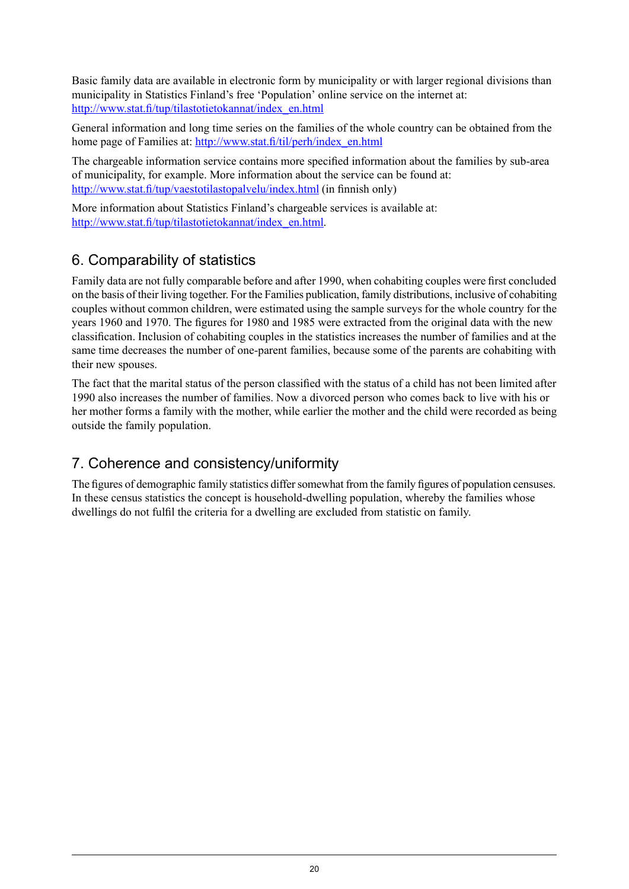Basic family data are available in electronic form by municipality or with larger regional divisions than municipality in Statistics Finland's free 'Population' online service on the internet at: http://www.stat.fi/tup/tilastotietokannat/index_en.html

General information and long time series on the families of the whole country can be obtained from the home page of Families at: http://www.stat.fi/til/perh/index_en.html

The chargeable information service contains more specified information about the families by sub-area of municipality, for example. More information about the service can be found at: http://www.stat.fi/tup/vaestotilastopalvelu/index.html (in finnish only)

More information about Statistics Finland's chargeable services is available at: http://www.stat.fi/tup/tilastotietokannat/index_en.html.

## 6. Comparability of statistics

Family data are not fully comparable before and after 1990, when cohabiting couples were first concluded on the basis of their living together. For the Families publication, family distributions, inclusive of cohabiting couples without common children, were estimated using the sample surveys for the whole country for the years 1960 and 1970. The figures for 1980 and 1985 were extracted from the original data with the new classification. Inclusion of cohabiting couples in the statistics increases the number of families and at the same time decreases the number of one-parent families, because some of the parents are cohabiting with their new spouses.

The fact that the marital status of the person classified with the status of a child has not been limited after 1990 also increases the number of families. Now a divorced person who comes back to live with his or her mother forms a family with the mother, while earlier the mother and the child were recorded as being outside the family population.

## 7. Coherence and consistency/uniformity

The figures of demographic family statistics differ somewhat from the family figures of population censuses. In these census statistics the concept is household-dwelling population, whereby the families whose dwellings do not fulfil the criteria for a dwelling are excluded from statistic on family.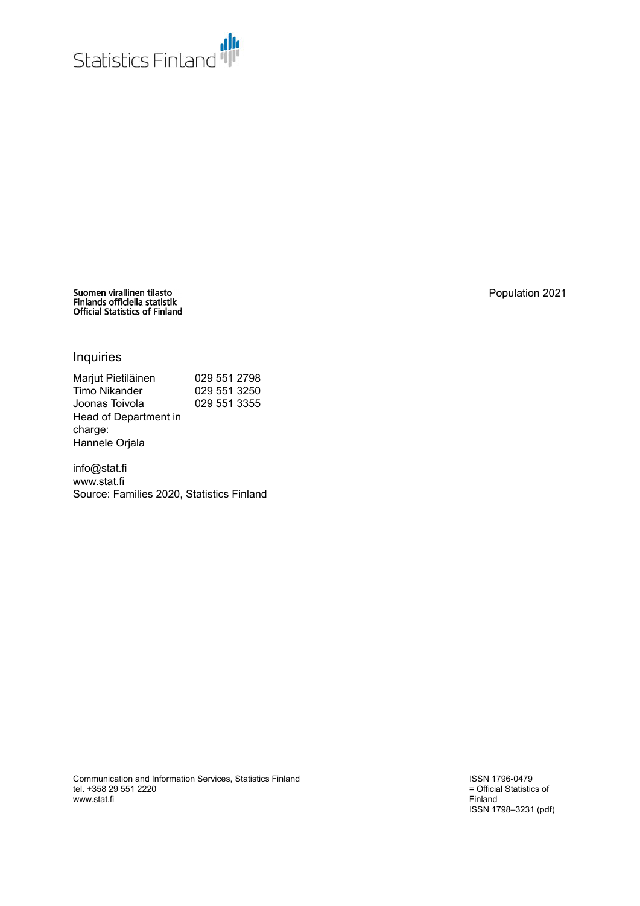Statistics Finland

Suomen virallinen tilasto
Finlands officiella statistik
Official Statistics of Finland

Population 2021

## Inquiries

| | |
|---|---|
| Marjut Pietiläinen | 029 551 2798 |
| Timo Nikander | 029 551 3250 |
| Joonas Toivola | 029 551 3355 |

Head of Department in charge:
Hannele Orjala

info@stat.fi
www.stat.fi
Source: Families 2020, Statistics Finland

Communication and Information Services, Statistics Finland
tel. +358 29 551 2220
www.stat.fi

ISSN 1796-0479
= Official Statistics of Finland
ISSN 1798–3231 (pdf)